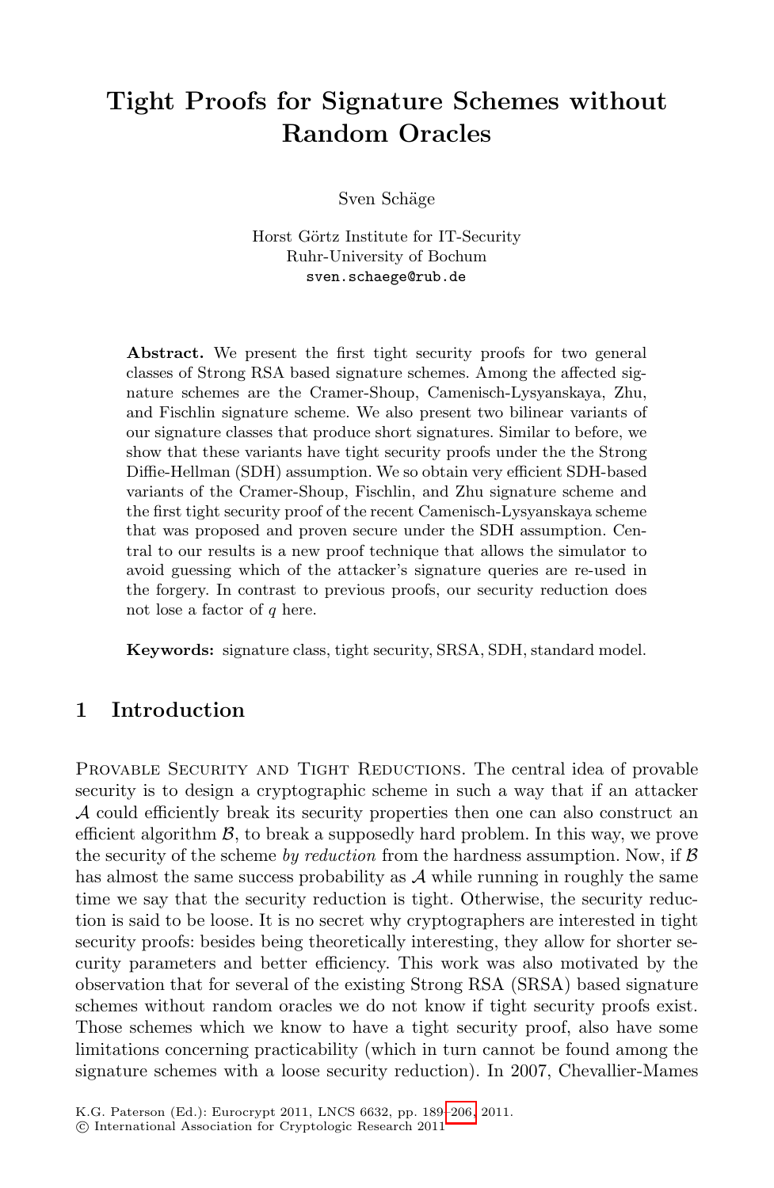# Tight Proofs for Signature Schemes without Random Oracles

Sven Schäge

Horst Görtz Institute for IT-Security
Ruhr-University of Bochum
sven.schaege@rub.de

**Abstract.** We present the first tight security proofs for two general classes of Strong RSA based signature schemes. Among the affected signature schemes are the Cramer-Shoup, Camenisch-Lysyanskaya, Zhu, and Fischlin signature scheme. We also present two bilinear variants of our signature classes that produce short signatures. Similar to before, we show that these variants have tight security proofs under the the Strong Diffie-Hellman (SDH) assumption. We so obtain very efficient SDH-based variants of the Cramer-Shoup, Fischlin, and Zhu signature scheme and the first tight security proof of the recent Camenisch-Lysyanskaya scheme that was proposed and proven secure under the SDH assumption. Central to our results is a new proof technique that allows the simulator to avoid guessing which of the attacker's signature queries are re-used in the forgery. In contrast to previous proofs, our security reduction does not lose a factor of $q$ here.

**Keywords:** signature class, tight security, SRSA, SDH, standard model.

## 1 Introduction

Provable Security and Tight Reductions. The central idea of provable security is to design a cryptographic scheme in such a way that if an attacker $\mathcal{A}$ could efficiently break its security properties then one can also construct an efficient algorithm $\mathcal{B}$, to break a supposedly hard problem. In this way, we prove the security of the scheme *by reduction* from the hardness assumption. Now, if $\mathcal{B}$ has almost the same success probability as $\mathcal{A}$ while running in roughly the same time we say that the security reduction is tight. Otherwise, the security reduction is said to be loose. It is no secret why cryptographers are interested in tight security proofs: besides being theoretically interesting, they allow for shorter security parameters and better efficiency. This work was also motivated by the observation that for several of the existing Strong RSA (SRSA) based signature schemes without random oracles we do not know if tight security proofs exist. Those schemes which we know to have a tight security proof, also have some limitations concerning practicability (which in turn cannot be found among the signature schemes with a loose security reduction). In 2007, Chevallier-Mames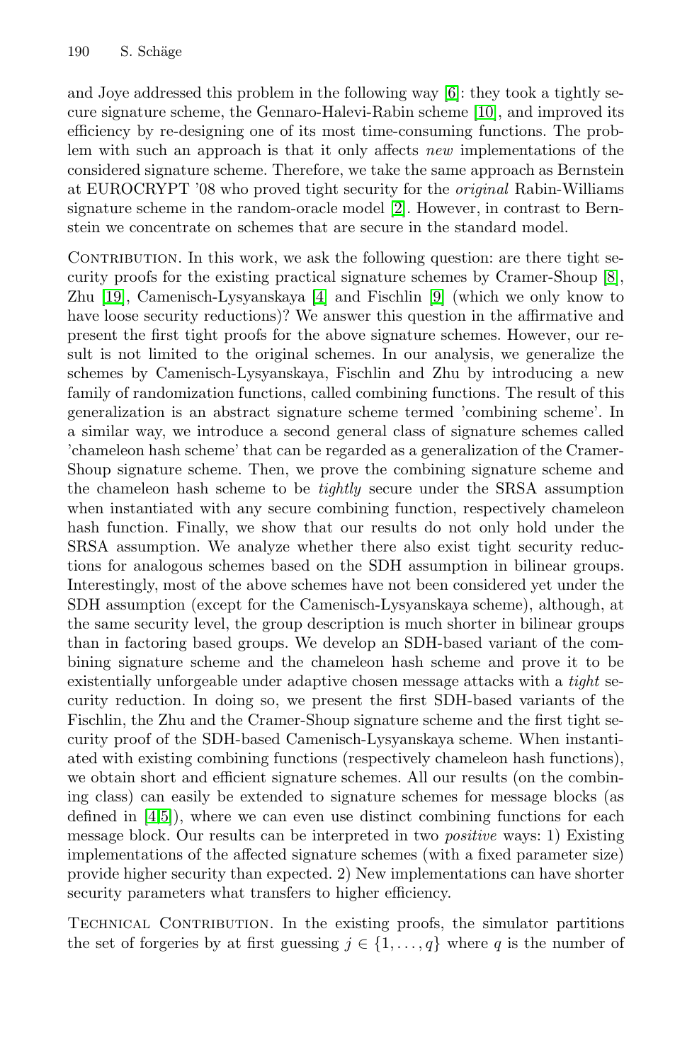and Joye addressed this problem in the following way [6]: they took a tightly secure signature scheme, the Gennaro-Halevi-Rabin scheme [10], and improved its efficiency by re-designing one of its most time-consuming functions. The problem with such an approach is that it only affects *new* implementations of the considered signature scheme. Therefore, we take the same approach as Bernstein at EUROCRYPT '08 who proved tight security for the *original* Rabin-Williams signature scheme in the random-oracle model [2]. However, in contrast to Bernstein we concentrate on schemes that are secure in the standard model.

Contribution. In this work, we ask the following question: are there tight security proofs for the existing practical signature schemes by Cramer-Shoup [8], Zhu [19], Camenisch-Lysyanskaya [4] and Fischlin [9] (which we only know to have loose security reductions)? We answer this question in the affirmative and present the first tight proofs for the above signature schemes. However, our result is not limited to the original schemes. In our analysis, we generalize the schemes by Camenisch-Lysyanskaya, Fischlin and Zhu by introducing a new family of randomization functions, called combining functions. The result of this generalization is an abstract signature scheme termed 'combining scheme'. In a similar way, we introduce a second general class of signature schemes called 'chameleon hash scheme' that can be regarded as a generalization of the Cramer-Shoup signature scheme. Then, we prove the combining signature scheme and the chameleon hash scheme to be *tightly* secure under the SRSA assumption when instantiated with any secure combining function, respectively chameleon hash function. Finally, we show that our results do not only hold under the SRSA assumption. We analyze whether there also exist tight security reductions for analogous schemes based on the SDH assumption in bilinear groups. Interestingly, most of the above schemes have not been considered yet under the SDH assumption (except for the Camenisch-Lysyanskaya scheme), although, at the same security level, the group description is much shorter in bilinear groups than in factoring based groups. We develop an SDH-based variant of the combining signature scheme and the chameleon hash scheme and prove it to be existentially unforgeable under adaptive chosen message attacks with a *tight* security reduction. In doing so, we present the first SDH-based variants of the Fischlin, the Zhu and the Cramer-Shoup signature scheme and the first tight security proof of the SDH-based Camenisch-Lysyanskaya scheme. When instantiated with existing combining functions (respectively chameleon hash functions), we obtain short and efficient signature schemes. All our results (on the combining class) can easily be extended to signature schemes for message blocks (as defined in [4,5]), where we can even use distinct combining functions for each message block. Our results can be interpreted in two *positive* ways: 1) Existing implementations of the affected signature schemes (with a fixed parameter size) provide higher security than expected. 2) New implementations can have shorter security parameters what transfers to higher efficiency.

Technical Contribution. In the existing proofs, the simulator partitions the set of forgeries by at first guessing $j \in \{1, \ldots, q\}$ where $q$ is the number of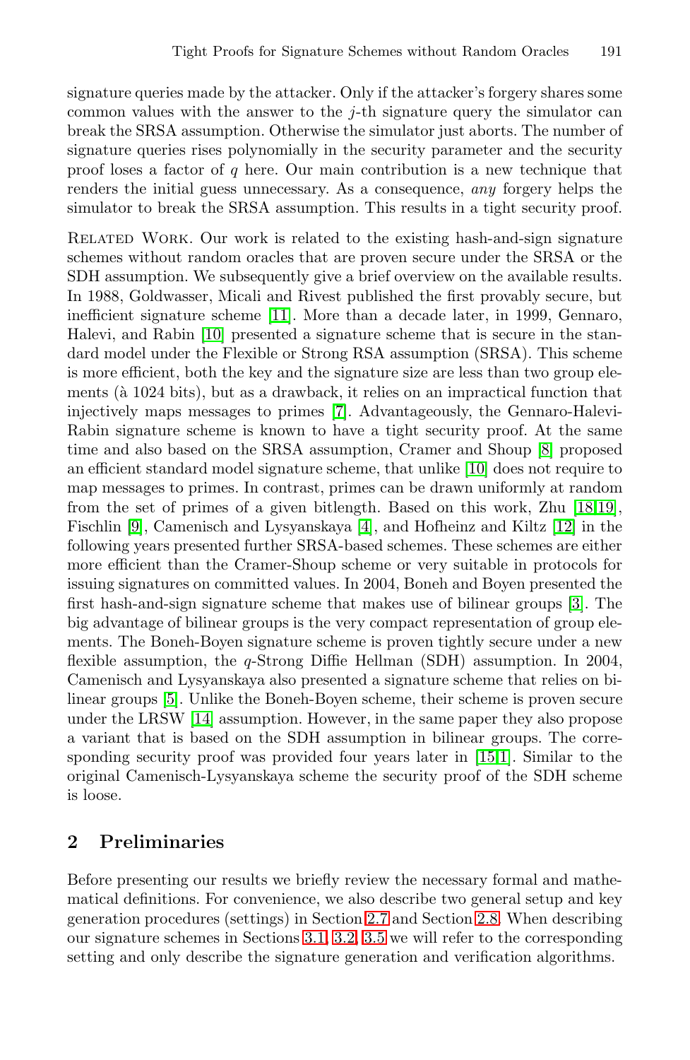signature queries made by the attacker. Only if the attacker's forgery shares some common values with the answer to the $j$-th signature query the simulator can break the SRSA assumption. Otherwise the simulator just aborts. The number of signature queries rises polynomially in the security parameter and the security proof loses a factor of $q$ here. Our main contribution is a new technique that renders the initial guess unnecessary. As a consequence, *any* forgery helps the simulator to break the SRSA assumption. This results in a tight security proof.

Related Work. Our work is related to the existing hash-and-sign signature schemes without random oracles that are proven secure under the SRSA or the SDH assumption. We subsequently give a brief overview on the available results. In 1988, Goldwasser, Micali and Rivest published the first provably secure, but inefficient signature scheme [11]. More than a decade later, in 1999, Gennaro, Halevi, and Rabin [10] presented a signature scheme that is secure in the standard model under the Flexible or Strong RSA assumption (SRSA). This scheme is more efficient, both the key and the signature size are less than two group elements (à 1024 bits), but as a drawback, it relies on an impractical function that injectively maps messages to primes [7]. Advantageously, the Gennaro-Halevi-Rabin signature scheme is known to have a tight security proof. At the same time and also based on the SRSA assumption, Cramer and Shoup [8] proposed an efficient standard model signature scheme, that unlike [10] does not require to map messages to primes. In contrast, primes can be drawn uniformly at random from the set of primes of a given bitlength. Based on this work, Zhu [18,19], Fischlin [9], Camenisch and Lysyanskaya [4], and Hofheinz and Kiltz [12] in the following years presented further SRSA-based schemes. These schemes are either more efficient than the Cramer-Shoup scheme or very suitable in protocols for issuing signatures on committed values. In 2004, Boneh and Boyen presented the first hash-and-sign signature scheme that makes use of bilinear groups [3]. The big advantage of bilinear groups is the very compact representation of group elements. The Boneh-Boyen signature scheme is proven tightly secure under a new flexible assumption, the $q$-Strong Diffie Hellman (SDH) assumption. In 2004, Camenisch and Lysyanskaya also presented a signature scheme that relies on bilinear groups [5]. Unlike the Boneh-Boyen scheme, their scheme is proven secure under the LRSW [14] assumption. However, in the same paper they also propose a variant that is based on the SDH assumption in bilinear groups. The corresponding security proof was provided four years later in [15,1]. Similar to the original Camenisch-Lysyanskaya scheme the security proof of the SDH scheme is loose.

## 2 Preliminaries

Before presenting our results we briefly review the necessary formal and mathematical definitions. For convenience, we also describe two general setup and key generation procedures (settings) in Section 2.7 and Section 2.8. When describing our signature schemes in Sections 3.1, 3.2, 3.5 we will refer to the corresponding setting and only describe the signature generation and verification algorithms.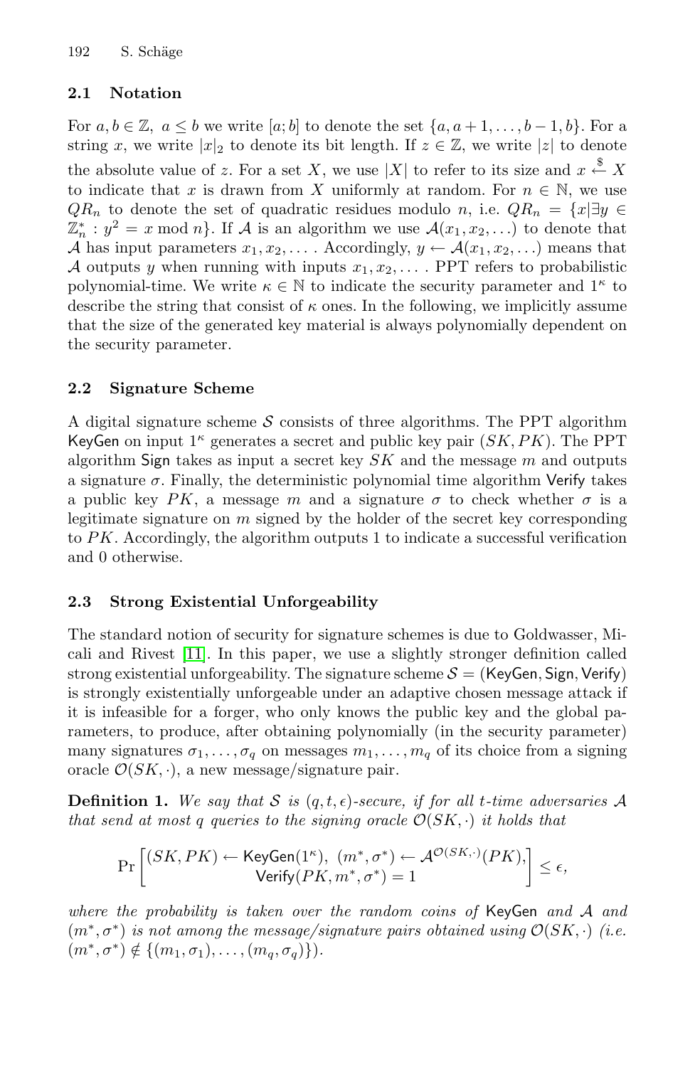### 2.1 Notation

For $a, b \in \mathbb{Z},\ a \leq b$ we write $[a; b]$ to denote the set $\{a, a+1, \ldots, b-1, b\}$. For a string $x$, we write $|x|_2$ to denote its bit length. If $z \in \mathbb{Z}$, we write $|z|$ to denote the absolute value of $z$. For a set $X$, we use $|X|$ to refer to its size and $x \stackrel{\$}{\leftarrow} X$ to indicate that $x$ is drawn from $X$ uniformly at random. For $n \in \mathbb{N}$, we use $QR_n$ to denote the set of quadratic residues modulo $n$, i.e. $QR_n = \{x | \exists y \in \mathbb{Z}_n^* : y^2 = x \bmod n\}$. If $\mathcal{A}$ is an algorithm we use $\mathcal{A}(x_1, x_2, \ldots)$ to denote that $\mathcal{A}$ has input parameters $x_1, x_2, \ldots$ . Accordingly, $y \leftarrow \mathcal{A}(x_1, x_2, \ldots)$ means that $\mathcal{A}$ outputs $y$ when running with inputs $x_1, x_2, \ldots$ . PPT refers to probabilistic polynomial-time. We write $\kappa \in \mathbb{N}$ to indicate the security parameter and $1^\kappa$ to describe the string that consist of $\kappa$ ones. In the following, we implicitly assume that the size of the generated key material is always polynomially dependent on the security parameter.

### 2.2 Signature Scheme

A digital signature scheme $\mathcal{S}$ consists of three algorithms. The PPT algorithm $\mathsf{KeyGen}$ on input $1^\kappa$ generates a secret and public key pair $(SK, PK)$. The PPT algorithm $\mathsf{Sign}$ takes as input a secret key $SK$ and the message $m$ and outputs a signature $\sigma$. Finally, the deterministic polynomial time algorithm $\mathsf{Verify}$ takes a public key $PK$, a message $m$ and a signature $\sigma$ to check whether $\sigma$ is a legitimate signature on $m$ signed by the holder of the secret key corresponding to $PK$. Accordingly, the algorithm outputs 1 to indicate a successful verification and 0 otherwise.

### 2.3 Strong Existential Unforgeability

The standard notion of security for signature schemes is due to Goldwasser, Micali and Rivest [11]. In this paper, we use a slightly stronger definition called strong existential unforgeability. The signature scheme $\mathcal{S} = (\mathsf{KeyGen}, \mathsf{Sign}, \mathsf{Verify})$ is strongly existentially unforgeable under an adaptive chosen message attack if it is infeasible for a forger, who only knows the public key and the global parameters, to produce, after obtaining polynomially (in the security parameter) many signatures $\sigma_1, \ldots, \sigma_q$ on messages $m_1, \ldots, m_q$ of its choice from a signing oracle $\mathcal{O}(SK, \cdot)$, a new message/signature pair.

**Definition 1.** *We say that $\mathcal{S}$ is $(q, t, \epsilon)$-secure, if for all $t$-time adversaries $\mathcal{A}$ that send at most $q$ queries to the signing oracle $\mathcal{O}(SK, \cdot)$ it holds that*

$$\Pr\left[\begin{matrix}(SK, PK) \leftarrow \mathsf{KeyGen}(1^\kappa),\ (m^*, \sigma^*) \leftarrow \mathcal{A}^{\mathcal{O}(SK, \cdot)}(PK), \\ \mathsf{Verify}(PK, m^*, \sigma^*) = 1\end{matrix}\right] \leq \epsilon,$$

*where the probability is taken over the random coins of* $\mathsf{KeyGen}$ *and $\mathcal{A}$ and $(m^*, \sigma^*)$ is not among the message/signature pairs obtained using $\mathcal{O}(SK, \cdot)$ (i.e. $(m^*, \sigma^*) \notin \{(m_1, \sigma_1), \ldots, (m_q, \sigma_q)\}$).*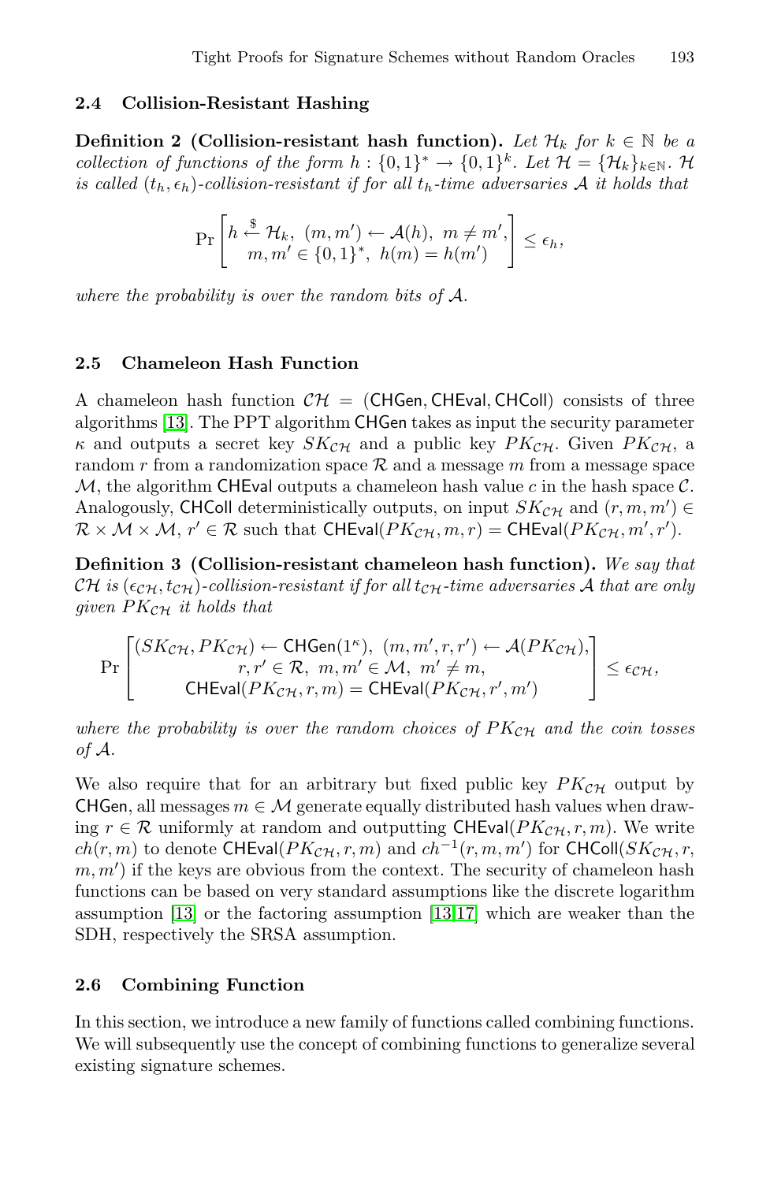### 2.4 Collision-Resistant Hashing

**Definition 2 (Collision-resistant hash function).** *Let $\mathcal{H}_k$ for $k \in \mathbb{N}$ be a collection of functions of the form $h : \{0,1\}^* \rightarrow \{0,1\}^k$. Let $\mathcal{H} = \{\mathcal{H}_k\}_{k \in \mathbb{N}}$. $\mathcal{H}$ is called $(t_h, \epsilon_h)$-collision-resistant if for all $t_h$-time adversaries $\mathcal{A}$ it holds that*

$$\Pr\left[\begin{matrix} h \xleftarrow{\$} \mathcal{H}_k,\ (m, m') \leftarrow \mathcal{A}(h),\ m \neq m', \\ m, m' \in \{0,1\}^*,\ h(m) = h(m') \end{matrix}\right] \leq \epsilon_h,$$

*where the probability is over the random bits of $\mathcal{A}$.*

### 2.5 Chameleon Hash Function

A chameleon hash function $\mathcal{CH} = (\mathsf{CHGen}, \mathsf{CHEval}, \mathsf{CHColl})$ consists of three algorithms [13]. The PPT algorithm $\mathsf{CHGen}$ takes as input the security parameter $\kappa$ and outputs a secret key $SK_{\mathcal{CH}}$ and a public key $PK_{\mathcal{CH}}$. Given $PK_{\mathcal{CH}}$, a random $r$ from a randomization space $\mathcal{R}$ and a message $m$ from a message space $\mathcal{M}$, the algorithm $\mathsf{CHEval}$ outputs a chameleon hash value $c$ in the hash space $\mathcal{C}$. Analogously, $\mathsf{CHColl}$ deterministically outputs, on input $SK_{\mathcal{CH}}$ and $(r, m, m') \in \mathcal{R} \times \mathcal{M} \times \mathcal{M}$, $r' \in \mathcal{R}$ such that $\mathsf{CHEval}(PK_{\mathcal{CH}}, m, r) = \mathsf{CHEval}(PK_{\mathcal{CH}}, m', r')$.

**Definition 3 (Collision-resistant chameleon hash function).** *We say that $\mathcal{CH}$ is $(\epsilon_{\mathcal{CH}}, t_{\mathcal{CH}})$-collision-resistant if for all $t_{\mathcal{CH}}$-time adversaries $\mathcal{A}$ that are only given $PK_{\mathcal{CH}}$ it holds that*

$$\Pr\left[\begin{matrix} (SK_{\mathcal{CH}}, PK_{\mathcal{CH}}) \leftarrow \mathsf{CHGen}(1^\kappa),\ (m, m', r, r') \leftarrow \mathcal{A}(PK_{\mathcal{CH}}), \\ r, r' \in \mathcal{R},\ m, m' \in \mathcal{M},\ m' \neq m, \\ \mathsf{CHEval}(PK_{\mathcal{CH}}, r, m) = \mathsf{CHEval}(PK_{\mathcal{CH}}, r', m') \end{matrix}\right] \leq \epsilon_{\mathcal{CH}},$$

*where the probability is over the random choices of $PK_{\mathcal{CH}}$ and the coin tosses of $\mathcal{A}$.*

We also require that for an arbitrary but fixed public key $PK_{\mathcal{CH}}$ output by $\mathsf{CHGen}$, all messages $m \in \mathcal{M}$ generate equally distributed hash values when drawing $r \in \mathcal{R}$ uniformly at random and outputting $\mathsf{CHEval}(PK_{\mathcal{CH}}, r, m)$. We write $ch(r, m)$ to denote $\mathsf{CHEval}(PK_{\mathcal{CH}}, r, m)$ and $ch^{-1}(r, m, m')$ for $\mathsf{CHColl}(SK_{\mathcal{CH}}, r, m, m')$ if the keys are obvious from the context. The security of chameleon hash functions can be based on very standard assumptions like the discrete logarithm assumption [13] or the factoring assumption [13,17] which are weaker than the SDH, respectively the SRSA assumption.

### 2.6 Combining Function

In this section, we introduce a new family of functions called combining functions. We will subsequently use the concept of combining functions to generalize several existing signature schemes.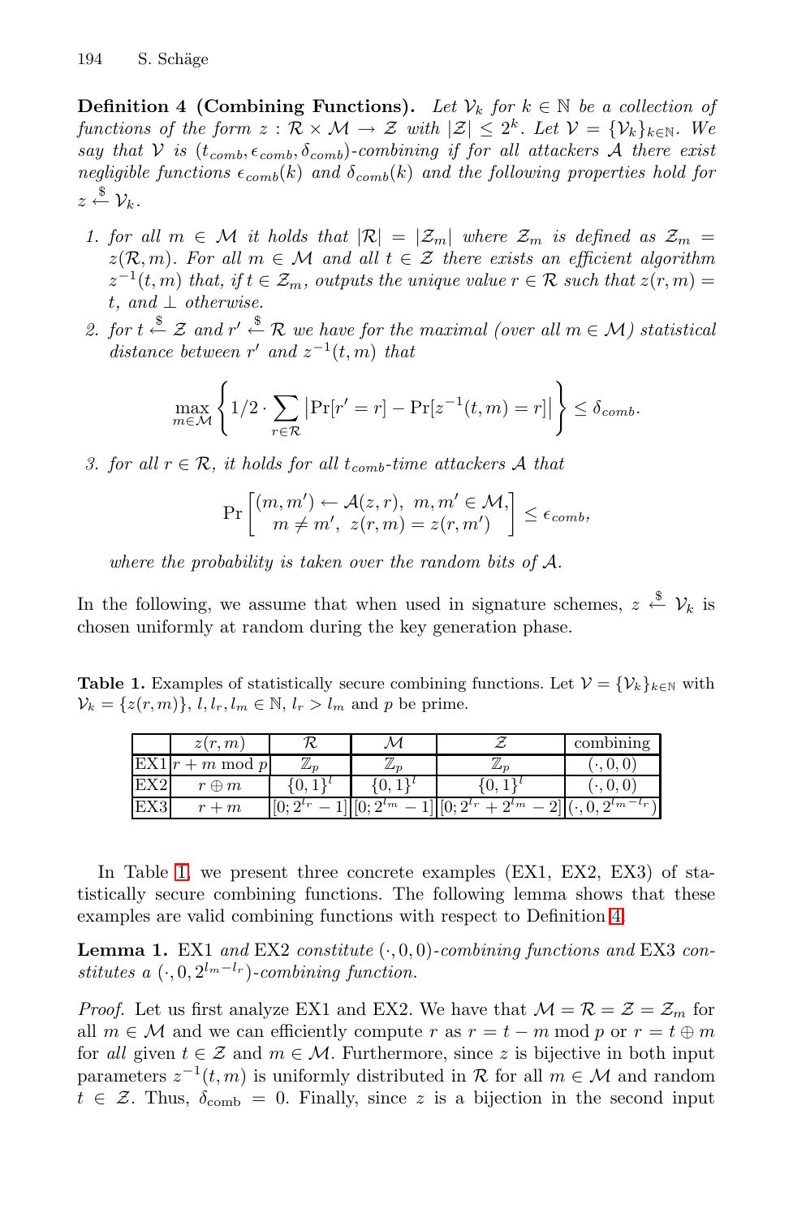**Definition 4 (Combining Functions).** *Let $\mathcal{V}_k$ for $k \in \mathbb{N}$ be a collection of functions of the form $z : \mathcal{R} \times \mathcal{M} \rightarrow \mathcal{Z}$ with $|\mathcal{Z}| \leq 2^k$. Let $\mathcal{V} = \{\mathcal{V}_k\}_{k \in \mathbb{N}}$. We say that $\mathcal{V}$ is $(t_{comb}, \epsilon_{comb}, \delta_{comb})$-combining if for all attackers $\mathcal{A}$ there exist negligible functions $\epsilon_{comb}(k)$ and $\delta_{comb}(k)$ and the following properties hold for $z \overset{\$}{\leftarrow} \mathcal{V}_k$.*

1. *for all $m \in \mathcal{M}$ it holds that $|\mathcal{R}| = |\mathcal{Z}_m|$ where $\mathcal{Z}_m$ is defined as $\mathcal{Z}_m = z(\mathcal{R}, m)$. For all $m \in \mathcal{M}$ and all $t \in \mathcal{Z}$ there exists an efficient algorithm $z^{-1}(t, m)$ that, if $t \in \mathcal{Z}_m$, outputs the unique value $r \in \mathcal{R}$ such that $z(r, m) = t$, and $\perp$ otherwise.*
2. *for $t \overset{\$}{\leftarrow} \mathcal{Z}$ and $r' \overset{\$}{\leftarrow} \mathcal{R}$ we have for the maximal (over all $m \in \mathcal{M}$) statistical distance between $r'$ and $z^{-1}(t, m)$ that*

$$\max_{m \in \mathcal{M}} \left\{ 1/2 \cdot \sum_{r \in \mathcal{R}} \left| \Pr[r' = r] - \Pr[z^{-1}(t, m) = r] \right| \right\} \leq \delta_{comb}.$$

3. *for all $r \in \mathcal{R}$, it holds for all $t_{comb}$-time attackers $\mathcal{A}$ that*

$$\Pr\left[ \begin{matrix} (m, m') \leftarrow \mathcal{A}(z, r), \ m, m' \in \mathcal{M}, \\ m \neq m', \ z(r, m) = z(r, m') \end{matrix} \right] \leq \epsilon_{comb},$$

*where the probability is taken over the random bits of $\mathcal{A}$.*

In the following, we assume that when used in signature schemes, $z \overset{\$}{\leftarrow} \mathcal{V}_k$ is chosen uniformly at random during the key generation phase.

**Table 1.** Examples of statistically secure combining functions. Let $\mathcal{V} = \{\mathcal{V}_k\}_{k \in \mathbb{N}}$ with $\mathcal{V}_k = \{z(r, m)\}$, $l, l_r, l_m \in \mathbb{N}$, $l_r > l_m$ and $p$ be prime.

| | $z(r,m)$ | $\mathcal{R}$ | $\mathcal{M}$ | $\mathcal{Z}$ | combining |
|---|---|---|---|---|---|
| EX1 | $r + m \bmod p$ | $\mathbb{Z}_p$ | $\mathbb{Z}_p$ | $\mathbb{Z}_p$ | $(\cdot, 0, 0)$ |
| EX2 | $r \oplus m$ | $\{0,1\}^l$ | $\{0,1\}^l$ | $\{0,1\}^l$ | $(\cdot, 0, 0)$ |
| EX3 | $r + m$ | $[0; 2^{l_r} - 1]$ | $[0; 2^{l_m} - 1]$ | $[0; 2^{l_r} + 2^{l_m} - 2]$ | $(\cdot, 0, 2^{l_m - l_r})$ |

In Table 1, we present three concrete examples (EX1, EX2, EX3) of statistically secure combining functions. The following lemma shows that these examples are valid combining functions with respect to Definition 4.

**Lemma 1.** *EX1 and EX2 constitute $(\cdot, 0, 0)$-combining functions and EX3 constitutes a $(\cdot, 0, 2^{l_m - l_r})$-combining function.*

*Proof.* Let us first analyze EX1 and EX2. We have that $\mathcal{M} = \mathcal{R} = \mathcal{Z} = \mathcal{Z}_m$ for all $m \in \mathcal{M}$ and we can efficiently compute $r$ as $r = t - m \bmod p$ or $r = t \oplus m$ for *all* given $t \in \mathcal{Z}$ and $m \in \mathcal{M}$. Furthermore, since $z$ is bijective in both input parameters $z^{-1}(t, m)$ is uniformly distributed in $\mathcal{R}$ for all $m \in \mathcal{M}$ and random $t \in \mathcal{Z}$. Thus, $\delta_{\text{comb}} = 0$. Finally, since $z$ is a bijection in the second input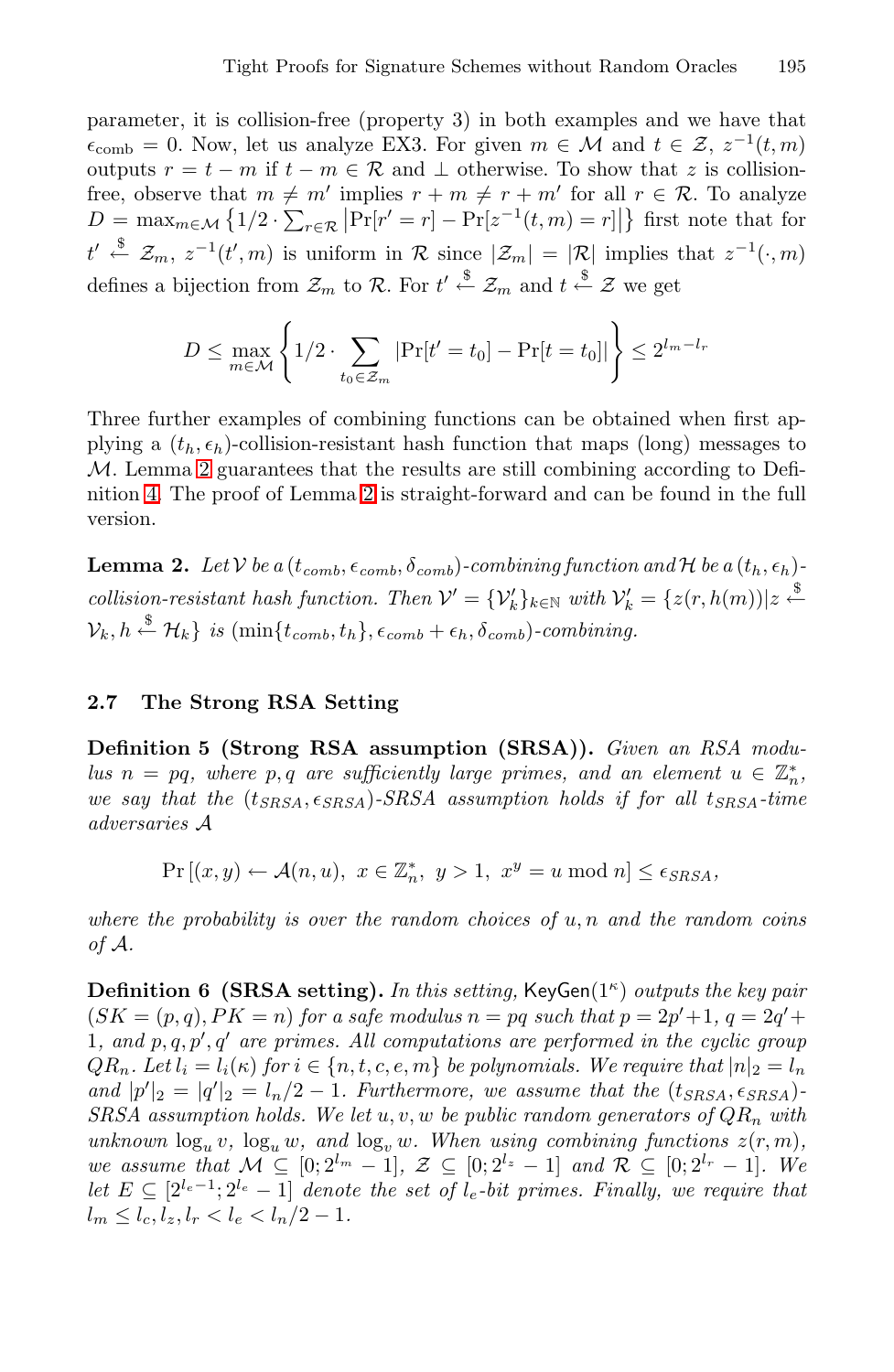parameter, it is collision-free (property 3) in both examples and we have that $\epsilon_{\text{comb}} = 0$. Now, let us analyze EX3. For given $m \in \mathcal{M}$ and $t \in \mathcal{Z}$, $z^{-1}(t, m)$ outputs $r = t - m$ if $t - m \in \mathcal{R}$ and $\perp$ otherwise. To show that $z$ is collision-free, observe that $m \neq m'$ implies $r + m \neq r + m'$ for all $r \in \mathcal{R}$. To analyze $D = \max_{m \in \mathcal{M}} \left\{ 1/2 \cdot \sum_{r \in \mathcal{R}} \left| \Pr[r' = r] - \Pr[z^{-1}(t, m) = r] \right| \right\}$ first note that for $t' \overset{\$}{\leftarrow} \mathcal{Z}_m$, $z^{-1}(t', m)$ is uniform in $\mathcal{R}$ since $|\mathcal{Z}_m| = |\mathcal{R}|$ implies that $z^{-1}(\cdot, m)$ defines a bijection from $\mathcal{Z}_m$ to $\mathcal{R}$. For $t' \overset{\$}{\leftarrow} \mathcal{Z}_m$ and $t \overset{\$}{\leftarrow} \mathcal{Z}$ we get

$$D \leq \max_{m \in \mathcal{M}} \left\{ 1/2 \cdot \sum_{t_0 \in \mathcal{Z}_m} \left| \Pr[t' = t_0] - \Pr[t = t_0] \right| \right\} \leq 2^{l_m - l_r}$$

Three further examples of combining functions can be obtained when first applying a $(t_h, \epsilon_h)$-collision-resistant hash function that maps (long) messages to $\mathcal{M}$. Lemma 2 guarantees that the results are still combining according to Definition 4. The proof of Lemma 2 is straight-forward and can be found in the full version.

**Lemma 2.** *Let $\mathcal{V}$ be a $(t_{comb}, \epsilon_{comb}, \delta_{comb})$-combining function and $\mathcal{H}$ be a $(t_h, \epsilon_h)$-collision-resistant hash function. Then $\mathcal{V}' = \{\mathcal{V}'_k\}_{k \in \mathbb{N}}$ with $\mathcal{V}'_k = \{z(r, h(m)) | z \overset{\$}{\leftarrow} \mathcal{V}_k, h \overset{\$}{\leftarrow} \mathcal{H}_k\}$ is $(\min\{t_{comb}, t_h\}, \epsilon_{comb} + \epsilon_h, \delta_{comb})$-combining.*

### 2.7 The Strong RSA Setting

**Definition 5 (Strong RSA assumption (SRSA)).** *Given an RSA modulus $n = pq$, where $p, q$ are sufficiently large primes, and an element $u \in \mathbb{Z}_n^*$, we say that the $(t_{SRSA}, \epsilon_{SRSA})$-SRSA assumption holds if for all $t_{SRSA}$-time adversaries $\mathcal{A}$*

$$\Pr\left[(x, y) \leftarrow \mathcal{A}(n, u),\ x \in \mathbb{Z}_n^*,\ y > 1,\ x^y = u \bmod n\right] \leq \epsilon_{SRSA},$$

*where the probability is over the random choices of $u, n$ and the random coins of $\mathcal{A}$.*

**Definition 6 (SRSA setting).** *In this setting, $\mathsf{KeyGen}(1^\kappa)$ outputs the key pair $(SK = (p, q), PK = n)$ for a safe modulus $n = pq$ such that $p = 2p' + 1$, $q = 2q' + 1$, and $p, q, p', q'$ are primes. All computations are performed in the cyclic group $QR_n$. Let $l_i = l_i(\kappa)$ for $i \in \{n, t, c, e, m\}$ be polynomials. We require that $|n|_2 = l_n$ and $|p'|_2 = |q'|_2 = l_n/2 - 1$. Furthermore, we assume that the $(t_{SRSA}, \epsilon_{SRSA})$-SRSA assumption holds. We let $u, v, w$ be public random generators of $QR_n$ with unknown $\log_u v$, $\log_u w$, and $\log_v w$. When using combining functions $z(r, m)$, we assume that $\mathcal{M} \subseteq [0; 2^{l_m} - 1]$, $\mathcal{Z} \subseteq [0; 2^{l_z} - 1]$ and $\mathcal{R} \subseteq [0; 2^{l_r} - 1]$. We let $E \subseteq [2^{l_e - 1}; 2^{l_e} - 1]$ denote the set of $l_e$-bit primes. Finally, we require that $l_m \leq l_c, l_z, l_r < l_e < l_n/2 - 1$.*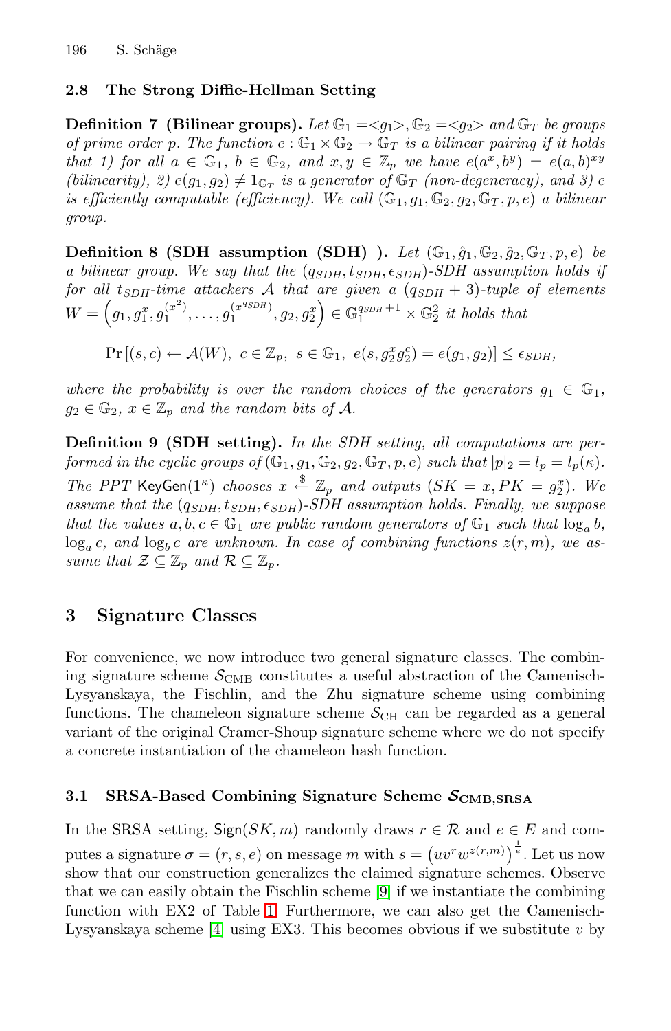### 2.8 The Strong Diffie-Hellman Setting

**Definition 7 (Bilinear groups).** *Let $\mathbb{G}_1 = <g_1>, \mathbb{G}_2 = <g_2>$ and $\mathbb{G}_T$ be groups of prime order $p$. The function $e : \mathbb{G}_1 \times \mathbb{G}_2 \rightarrow \mathbb{G}_T$ is a bilinear pairing if it holds that 1) for all $a \in \mathbb{G}_1$, $b \in \mathbb{G}_2$, and $x, y \in \mathbb{Z}_p$ we have $e(a^x, b^y) = e(a, b)^{xy}$ (bilinearity), 2) $e(g_1, g_2) \neq 1_{\mathbb{G}_T}$ is a generator of $\mathbb{G}_T$ (non-degeneracy), and 3) $e$ is efficiently computable (efficiency). We call $(\mathbb{G}_1, g_1, \mathbb{G}_2, g_2, \mathbb{G}_T, p, e)$ a bilinear group.*

**Definition 8 (SDH assumption (SDH) ).** *Let $(\mathbb{G}_1, \hat{g}_1, \mathbb{G}_2, \hat{g}_2, \mathbb{G}_T, p, e)$ be a bilinear group. We say that the $(q_{SDH}, t_{SDH}, \epsilon_{SDH})$-SDH assumption holds if for all $t_{SDH}$-time attackers $\mathcal{A}$ that are given a $(q_{SDH} + 3)$-tuple of elements $W = \left(g_1, g_1^x, g_1^{(x^2)}, \ldots, g_1^{(x^{q_{SDH}})}, g_2, g_2^x\right) \in \mathbb{G}_1^{q_{SDH}+1} \times \mathbb{G}_2^2$ it holds that*

$$\Pr\left[(s, c) \leftarrow \mathcal{A}(W),\ c \in \mathbb{Z}_p,\ s \in \mathbb{G}_1,\ e(s, g_2^x g_2^c) = e(g_1, g_2)\right] \leq \epsilon_{SDH},$$

*where the probability is over the random choices of the generators $g_1 \in \mathbb{G}_1$, $g_2 \in \mathbb{G}_2$, $x \in \mathbb{Z}_p$ and the random bits of $\mathcal{A}$.*

**Definition 9 (SDH setting).** *In the SDH setting, all computations are performed in the cyclic groups of $(\mathbb{G}_1, g_1, \mathbb{G}_2, g_2, \mathbb{G}_T, p, e)$ such that $|p|_2 = l_p = l_p(\kappa)$. The PPT* KeyGen$(1^\kappa)$ *chooses $x \overset{\$}{\leftarrow} \mathbb{Z}_p$ and outputs $(SK = x, PK = g_2^x)$. We assume that the $(q_{SDH}, t_{SDH}, \epsilon_{SDH})$-SDH assumption holds. Finally, we suppose that the values $a, b, c \in \mathbb{G}_1$ are public random generators of $\mathbb{G}_1$ such that $\log_a b$, $\log_a c$, and $\log_b c$ are unknown. In case of combining functions $z(r, m)$, we assume that $\mathcal{Z} \subseteq \mathbb{Z}_p$ and $\mathcal{R} \subseteq \mathbb{Z}_p$.*

## 3 Signature Classes

For convenience, we now introduce two general signature classes. The combining signature scheme $\mathcal{S}_{\text{CMB}}$ constitutes a useful abstraction of the Camenisch-Lysyanskaya, the Fischlin, and the Zhu signature scheme using combining functions. The chameleon signature scheme $\mathcal{S}_{\text{CH}}$ can be regarded as a general variant of the original Cramer-Shoup signature scheme where we do not specify a concrete instantiation of the chameleon hash function.

### 3.1 SRSA-Based Combining Signature Scheme $\mathcal{S}_{\text{CMB,SRSA}}$

In the SRSA setting, Sign$(SK, m)$ randomly draws $r \in \mathcal{R}$ and $e \in E$ and computes a signature $\sigma = (r, s, e)$ on message $m$ with $s = \left(uv^r w^{z(r,m)}\right)^{\frac{1}{e}}$. Let us now show that our construction generalizes the claimed signature schemes. Observe that we can easily obtain the Fischlin scheme [9] if we instantiate the combining function with EX2 of Table 1. Furthermore, we can also get the Camenisch-Lysyanskaya scheme [4] using EX3. This becomes obvious if we substitute $v$ by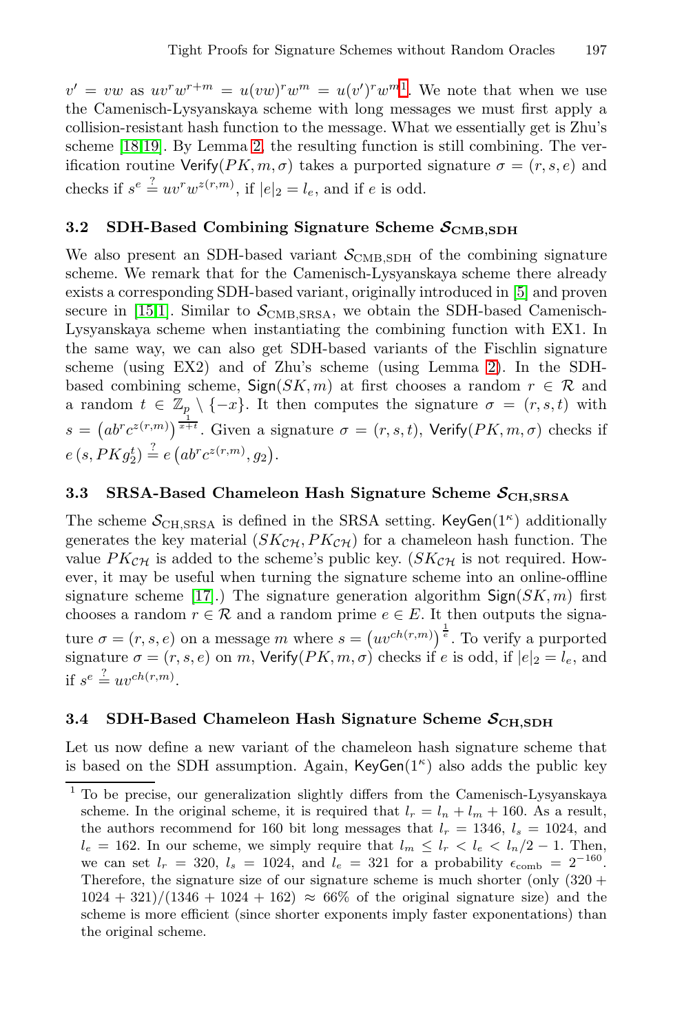$v' = vw$ as $uv^r w^{r+m} = u(vw)^r w^m = u(v')^r w^m$[1]. We note that when we use the Camenisch-Lysyanskaya scheme with long messages we must first apply a collision-resistant hash function to the message. What we essentially get is Zhu's scheme [18,19]. By Lemma 2, the resulting function is still combining. The verification routine $\mathsf{Verify}(PK, m, \sigma)$ takes a purported signature $\sigma = (r, s, e)$ and checks if $s^e \stackrel{?}{=} uv^r w^{z(r,m)}$, if $|e|_2 = l_e$, and if $e$ is odd.

### 3.2 SDH-Based Combining Signature Scheme $\mathcal{S}_{\mathbf{CMB,SDH}}$

We also present an SDH-based variant $\mathcal{S}_{\mathrm{CMB,SDH}}$ of the combining signature scheme. We remark that for the Camenisch-Lysyanskaya scheme there already exists a corresponding SDH-based variant, originally introduced in [5] and proven secure in [15,1]. Similar to $\mathcal{S}_{\mathrm{CMB,SRSA}}$, we obtain the SDH-based Camenisch-Lysyanskaya scheme when instantiating the combining function with EX1. In the same way, we can also get SDH-based variants of the Fischlin signature scheme (using EX2) and of Zhu's scheme (using Lemma 2). In the SDH-based combining scheme, $\mathsf{Sign}(SK, m)$ at first chooses a random $r \in \mathcal{R}$ and a random $t \in \mathbb{Z}_p \setminus \{-x\}$. It then computes the signature $\sigma = (r, s, t)$ with $s = \left(ab^r c^{z(r,m)}\right)^{\frac{1}{x+t}}$. Given a signature $\sigma = (r, s, t)$, $\mathsf{Verify}(PK, m, \sigma)$ checks if $e\left(s, PK g_2^t\right) \stackrel{?}{=} e\left(ab^r c^{z(r,m)}, g_2\right)$.

### 3.3 SRSA-Based Chameleon Hash Signature Scheme $\mathcal{S}_{\mathbf{CH,SRSA}}$

The scheme $\mathcal{S}_{\mathrm{CH,SRSA}}$ is defined in the SRSA setting. $\mathsf{KeyGen}(1^\kappa)$ additionally generates the key material $(SK_{\mathcal{CH}}, PK_{\mathcal{CH}})$ for a chameleon hash function. The value $PK_{\mathcal{CH}}$ is added to the scheme's public key. ($SK_{\mathcal{CH}}$ is not required. However, it may be useful when turning the signature scheme into an online-offline signature scheme [17].) The signature generation algorithm $\mathsf{Sign}(SK, m)$ first chooses a random $r \in \mathcal{R}$ and a random prime $e \in E$. It then outputs the signature $\sigma = (r, s, e)$ on a message $m$ where $s = \left(uv^{ch(r,m)}\right)^{\frac{1}{e}}$. To verify a purported signature $\sigma = (r, s, e)$ on $m$, $\mathsf{Verify}(PK, m, \sigma)$ checks if $e$ is odd, if $|e|_2 = l_e$, and if $s^e \stackrel{?}{=} uv^{ch(r,m)}$.

### 3.4 SDH-Based Chameleon Hash Signature Scheme $\mathcal{S}_{\mathbf{CH,SDH}}$

Let us now define a new variant of the chameleon hash signature scheme that is based on the SDH assumption. Again, $\mathsf{KeyGen}(1^\kappa)$ also adds the public key

---

[1] To be precise, our generalization slightly differs from the Camenisch-Lysyanskaya scheme. In the original scheme, it is required that $l_r = l_n + l_m + 160$. As a result, the authors recommend for 160 bit long messages that $l_r = 1346$, $l_s = 1024$, and $l_e = 162$. In our scheme, we simply require that $l_m \leq l_r < l_e < l_n/2 - 1$. Then, we can set $l_r = 320$, $l_s = 1024$, and $l_e = 321$ for a probability $\epsilon_{\mathrm{comb}} = 2^{-160}$. Therefore, the signature size of our signature scheme is much shorter (only $(320 + 1024 + 321)/(1346 + 1024 + 162) \approx 66\%$ of the original signature size) and the scheme is more efficient (since shorter exponents imply faster exponentations) than the original scheme.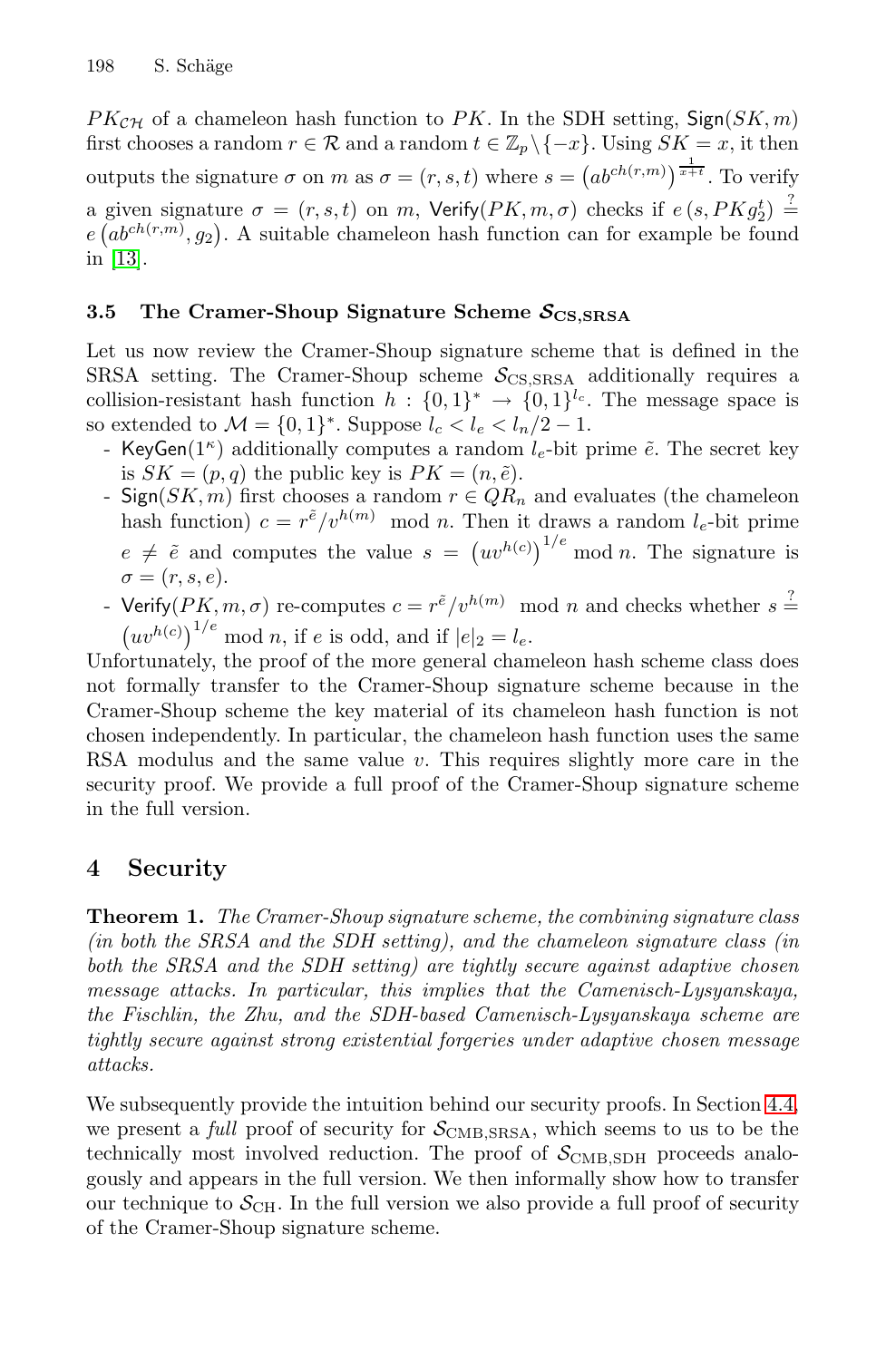$PK_{\mathcal{CH}}$ of a chameleon hash function to $PK$. In the SDH setting, $\mathsf{Sign}(SK, m)$ first chooses a random $r \in \mathcal{R}$ and a random $t \in \mathbb{Z}_p \backslash \{-x\}$. Using $SK = x$, it then outputs the signature $\sigma$ on $m$ as $\sigma = (r, s, t)$ where $s = \left(ab^{ch(r,m)}\right)^{\frac{1}{x+t}}$. To verify a given signature $\sigma = (r, s, t)$ on $m$, $\mathsf{Verify}(PK, m, \sigma)$ checks if $e\left(s, PK g_2^t\right) \stackrel{?}{=} e\left(ab^{ch(r,m)}, g_2\right)$. A suitable chameleon hash function can for example be found in [13].

### 3.5 The Cramer-Shoup Signature Scheme $\mathcal{S}_{\mathbf{CS,SRSA}}$

Let us now review the Cramer-Shoup signature scheme that is defined in the SRSA setting. The Cramer-Shoup scheme $\mathcal{S}_{\mathrm{CS,SRSA}}$ additionally requires a collision-resistant hash function $h : \{0,1\}^* \rightarrow \{0,1\}^{l_c}$. The message space is so extended to $\mathcal{M} = \{0,1\}^*$. Suppose $l_c < l_e < l_n/2 - 1$.

- $\mathsf{KeyGen}(1^\kappa)$ additionally computes a random $l_e$-bit prime $\tilde{e}$. The secret key is $SK = (p, q)$ the public key is $PK = (n, \tilde{e})$.
- $\mathsf{Sign}(SK, m)$ first chooses a random $r \in QR_n$ and evaluates (the chameleon hash function) $c = r^{\tilde{e}}/v^{h(m)} \mod n$. Then it draws a random $l_e$-bit prime $e \neq \tilde{e}$ and computes the value $s = \left(uv^{h(c)}\right)^{1/e} \mod n$. The signature is $\sigma = (r, s, e)$.
- $\mathsf{Verify}(PK, m, \sigma)$ re-computes $c = r^{\tilde{e}}/v^{h(m)} \mod n$ and checks whether $s \stackrel{?}{=} \left(uv^{h(c)}\right)^{1/e} \mod n$, if $e$ is odd, and if $|e|_2 = l_e$.

Unfortunately, the proof of the more general chameleon hash scheme class does not formally transfer to the Cramer-Shoup signature scheme because in the Cramer-Shoup scheme the key material of its chameleon hash function is not chosen independently. In particular, the chameleon hash function uses the same RSA modulus and the same value $v$. This requires slightly more care in the security proof. We provide a full proof of the Cramer-Shoup signature scheme in the full version.

## 4 Security

**Theorem 1.** *The Cramer-Shoup signature scheme, the combining signature class (in both the SRSA and the SDH setting), and the chameleon signature class (in both the SRSA and the SDH setting) are tightly secure against adaptive chosen message attacks. In particular, this implies that the Camenisch-Lysyanskaya, the Fischlin, the Zhu, and the SDH-based Camenisch-Lysyanskaya scheme are tightly secure against strong existential forgeries under adaptive chosen message attacks.*

We subsequently provide the intuition behind our security proofs. In Section 4.4, we present a *full* proof of security for $\mathcal{S}_{\mathrm{CMB,SRSA}}$, which seems to us to be the technically most involved reduction. The proof of $\mathcal{S}_{\mathrm{CMB,SDH}}$ proceeds analogously and appears in the full version. We then informally show how to transfer our technique to $\mathcal{S}_{\mathrm{CH}}$. In the full version we also provide a full proof of security of the Cramer-Shoup signature scheme.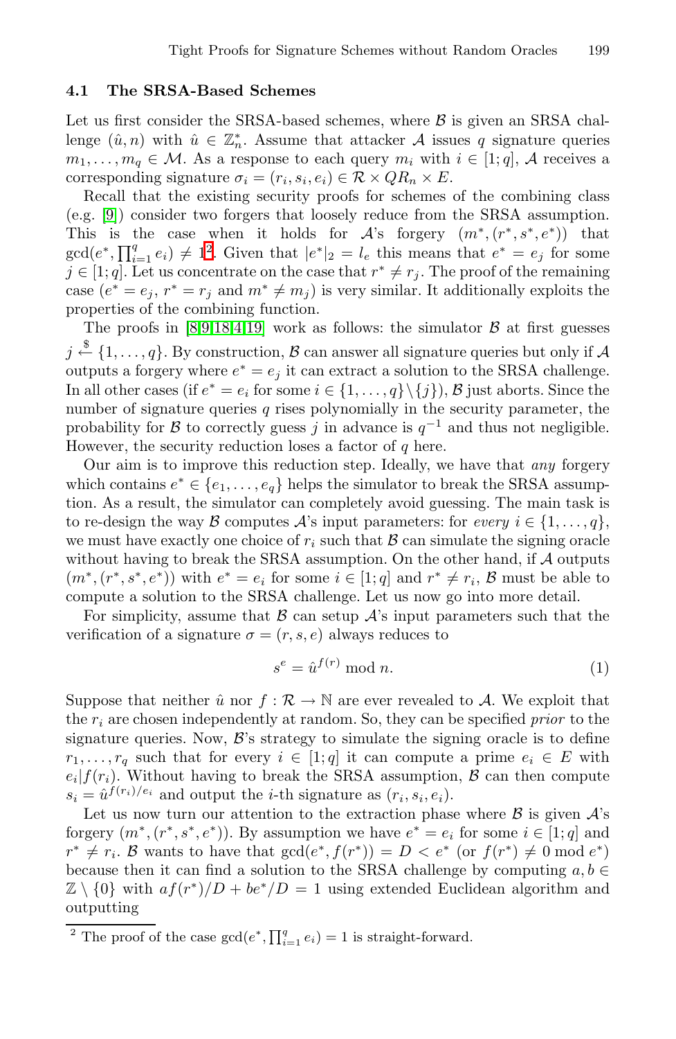### 4.1 The SRSA-Based Schemes

Let us first consider the SRSA-based schemes, where $\mathcal{B}$ is given an SRSA challenge $(\hat{u}, n)$ with $\hat{u} \in \mathbb{Z}_n^*$. Assume that attacker $\mathcal{A}$ issues $q$ signature queries $m_1, \ldots, m_q \in \mathcal{M}$. As a response to each query $m_i$ with $i \in [1; q]$, $\mathcal{A}$ receives a corresponding signature $\sigma_i = (r_i, s_i, e_i) \in \mathcal{R} \times QR_n \times E$.

Recall that the existing security proofs for schemes of the combining class (e.g. [9]) consider two forgers that loosely reduce from the SRSA assumption. This is the case when it holds for $\mathcal{A}$'s forgery $(m^*, (r^*, s^*, e^*))$ that $\gcd(e^*, \prod_{i=1}^q e_i) \neq 1$[2]. Given that $|e^*|_2 = l_e$ this means that $e^* = e_j$ for some $j \in [1; q]$. Let us concentrate on the case that $r^* \neq r_j$. The proof of the remaining case ($e^* = e_j$, $r^* = r_j$ and $m^* \neq m_j$) is very similar. It additionally exploits the properties of the combining function.

The proofs in [8,9,18,4,19] work as follows: the simulator $\mathcal{B}$ at first guesses $j \overset{\$}{\leftarrow} \{1, \ldots, q\}$. By construction, $\mathcal{B}$ can answer all signature queries but only if $\mathcal{A}$ outputs a forgery where $e^* = e_j$ it can extract a solution to the SRSA challenge. In all other cases (if $e^* = e_i$ for some $i \in \{1, \ldots, q\} \backslash \{j\}$), $\mathcal{B}$ just aborts. Since the number of signature queries $q$ rises polynomially in the security parameter, the probability for $\mathcal{B}$ to correctly guess $j$ in advance is $q^{-1}$ and thus not negligible. However, the security reduction loses a factor of $q$ here.

Our aim is to improve this reduction step. Ideally, we have that *any* forgery which contains $e^* \in \{e_1, \ldots, e_q\}$ helps the simulator to break the SRSA assumption. As a result, the simulator can completely avoid guessing. The main task is to re-design the way $\mathcal{B}$ computes $\mathcal{A}$'s input parameters: for *every* $i \in \{1, \ldots, q\}$, we must have exactly one choice of $r_i$ such that $\mathcal{B}$ can simulate the signing oracle without having to break the SRSA assumption. On the other hand, if $\mathcal{A}$ outputs $(m^*, (r^*, s^*, e^*))$ with $e^* = e_i$ for some $i \in [1; q]$ and $r^* \neq r_i$, $\mathcal{B}$ must be able to compute a solution to the SRSA challenge. Let us now go into more detail.

For simplicity, assume that $\mathcal{B}$ can setup $\mathcal{A}$'s input parameters such that the verification of a signature $\sigma = (r, s, e)$ always reduces to

$$s^e = \hat{u}^{f(r)} \bmod n. \tag{1}$$

Suppose that neither $\hat{u}$ nor $f : \mathcal{R} \rightarrow \mathbb{N}$ are ever revealed to $\mathcal{A}$. We exploit that the $r_i$ are chosen independently at random. So, they can be specified *prior* to the signature queries. Now, $\mathcal{B}$'s strategy to simulate the signing oracle is to define $r_1, \ldots, r_q$ such that for every $i \in [1; q]$ it can compute a prime $e_i \in E$ with $e_i | f(r_i)$. Without having to break the SRSA assumption, $\mathcal{B}$ can then compute $s_i = \hat{u}^{f(r_i)/e_i}$ and output the $i$-th signature as $(r_i, s_i, e_i)$.

Let us now turn our attention to the extraction phase where $\mathcal{B}$ is given $\mathcal{A}$'s forgery $(m^*, (r^*, s^*, e^*))$. By assumption we have $e^* = e_i$ for some $i \in [1; q]$ and $r^* \neq r_i$. $\mathcal{B}$ wants to have that $\gcd(e^*, f(r^*)) = D < e^*$ (or $f(r^*) \neq 0 \bmod e^*$) because then it can find a solution to the SRSA challenge by computing $a, b \in \mathbb{Z} \setminus \{0\}$ with $af(r^*)/D + be^*/D = 1$ using extended Euclidean algorithm and outputting

[2] The proof of the case $\gcd(e^*, \prod_{i=1}^q e_i) = 1$ is straight-forward.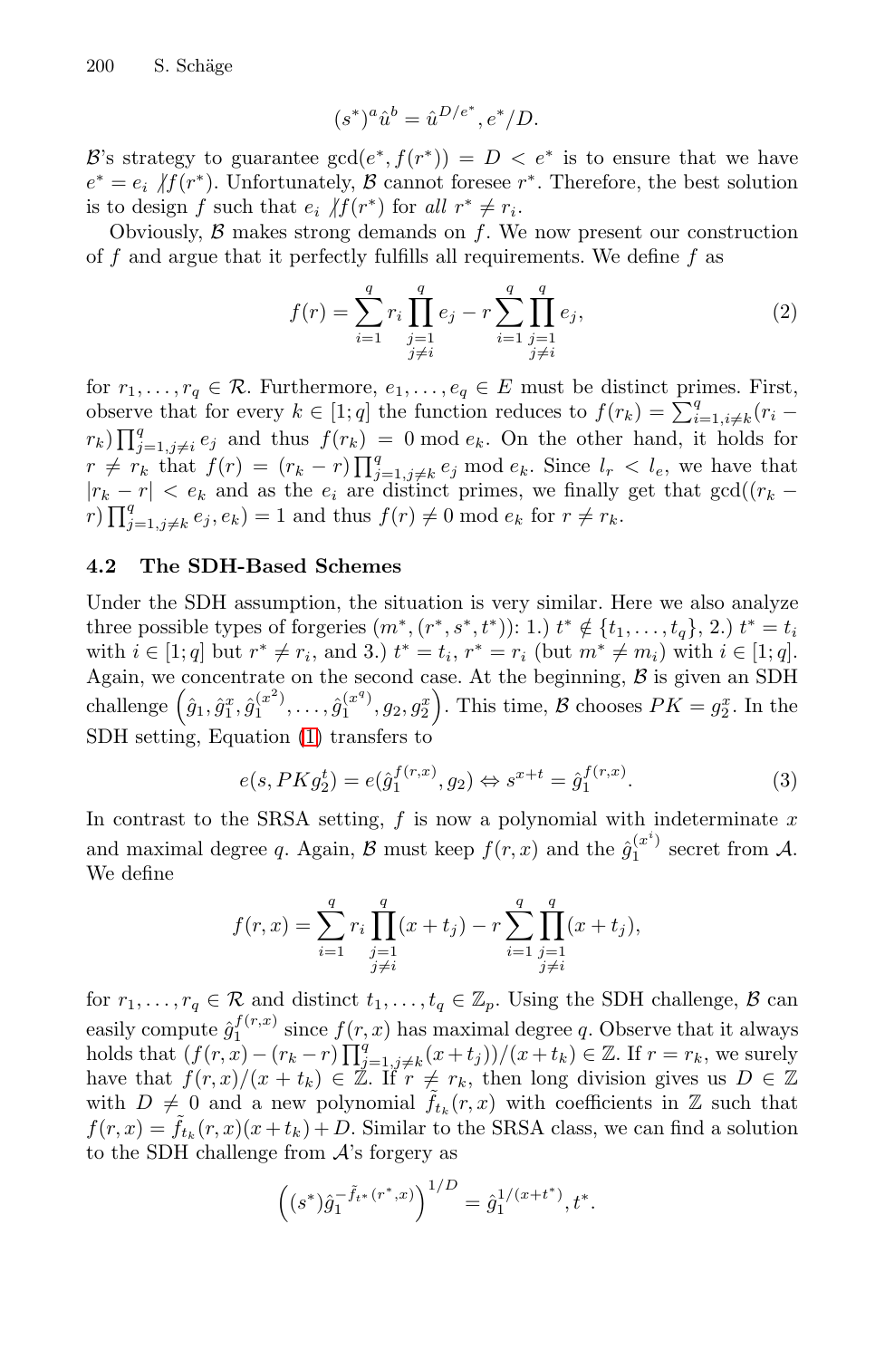$$(s^*)^a \hat{u}^b = \hat{u}^{D/e^*}, e^*/D.$$

$\mathcal{B}$'s strategy to guarantee $\gcd(e^*, f(r^*)) = D < e^*$ is to ensure that we have $e^* = e_i \not| f(r^*)$. Unfortunately, $\mathcal{B}$ cannot foresee $r^*$. Therefore, the best solution is to design $f$ such that $e_i \not| f(r^*)$ for *all* $r^* \neq r_i$.

Obviously, $\mathcal{B}$ makes strong demands on $f$. We now present our construction of $f$ and argue that it perfectly fulfills all requirements. We define $f$ as

$$f(r) = \sum_{i=1}^{q} r_i \prod_{\substack{j=1 \\ j \neq i}}^{q} e_j - r \sum_{i=1}^{q} \prod_{\substack{j=1 \\ j \neq i}}^{q} e_j, \tag{2}$$

for $r_1, \ldots, r_q \in \mathcal{R}$. Furthermore, $e_1, \ldots, e_q \in E$ must be distinct primes. First, observe that for every $k \in [1; q]$ the function reduces to $f(r_k) = \sum_{i=1, i \neq k}^{q} (r_i - r_k) \prod_{j=1, j \neq i}^{q} e_j$ and thus $f(r_k) = 0 \bmod e_k$. On the other hand, it holds for $r \neq r_k$ that $f(r) = (r_k - r) \prod_{j=1, j \neq k}^{q} e_j \bmod e_k$. Since $l_r < l_e$, we have that $|r_k - r| < e_k$ and as the $e_i$ are distinct primes, we finally get that $\gcd((r_k - r) \prod_{j=1, j \neq k}^{q} e_j, e_k) = 1$ and thus $f(r) \neq 0 \bmod e_k$ for $r \neq r_k$.

### 4.2 The SDH-Based Schemes

Under the SDH assumption, the situation is very similar. Here we also analyze three possible types of forgeries $(m^*, (r^*, s^*, t^*))$: 1.) $t^* \notin \{t_1, \ldots, t_q\}$, 2.) $t^* = t_i$ with $i \in [1; q]$ but $r^* \neq r_i$, and 3.) $t^* = t_i$, $r^* = r_i$ (but $m^* \neq m_i$) with $i \in [1; q]$. Again, we concentrate on the second case. At the beginning, $\mathcal{B}$ is given an SDH challenge $\left(\hat{g}_1, \hat{g}_1^x, \hat{g}_1^{(x^2)}, \ldots, \hat{g}_1^{(x^q)}, g_2, g_2^x\right)$. This time, $\mathcal{B}$ chooses $PK = g_2^x$. In the SDH setting, Equation (1) transfers to

$$e(s, PK g_2^t) = e(\hat{g}_1^{f(r,x)}, g_2) \Leftrightarrow s^{x+t} = \hat{g}_1^{f(r,x)}. \tag{3}$$

In contrast to the SRSA setting, $f$ is now a polynomial with indeterminate $x$ and maximal degree $q$. Again, $\mathcal{B}$ must keep $f(r, x)$ and the $\hat{g}_1^{(x^i)}$ secret from $\mathcal{A}$. We define

$$f(r, x) = \sum_{i=1}^{q} r_i \prod_{\substack{j=1 \\ j \neq i}}^{q} (x + t_j) - r \sum_{i=1}^{q} \prod_{\substack{j=1 \\ j \neq i}}^{q} (x + t_j),$$

for $r_1, \ldots, r_q \in \mathcal{R}$ and distinct $t_1, \ldots, t_q \in \mathbb{Z}_p$. Using the SDH challenge, $\mathcal{B}$ can easily compute $\hat{g}_1^{f(r,x)}$ since $f(r, x)$ has maximal degree $q$. Observe that it always holds that $(f(r, x) - (r_k - r) \prod_{j=1, j \neq k}^{q} (x + t_j))/(x + t_k) \in \mathbb{Z}$. If $r = r_k$, we surely have that $f(r, x)/(x + t_k) \in \mathbb{Z}$. If $r \neq r_k$, then long division gives us $D \in \mathbb{Z}$ with $D \neq 0$ and a new polynomial $\tilde{f}_{t_k}(r, x)$ with coefficients in $\mathbb{Z}$ such that $f(r, x) = \tilde{f}_{t_k}(r, x)(x + t_k) + D$. Similar to the SRSA class, we can find a solution to the SDH challenge from $\mathcal{A}$'s forgery as

$$\left((s^*) \hat{g}_1^{-\tilde{f}_{t^*}(r^*, x)}\right)^{1/D} = \hat{g}_1^{1/(x+t^*)}, t^*.$$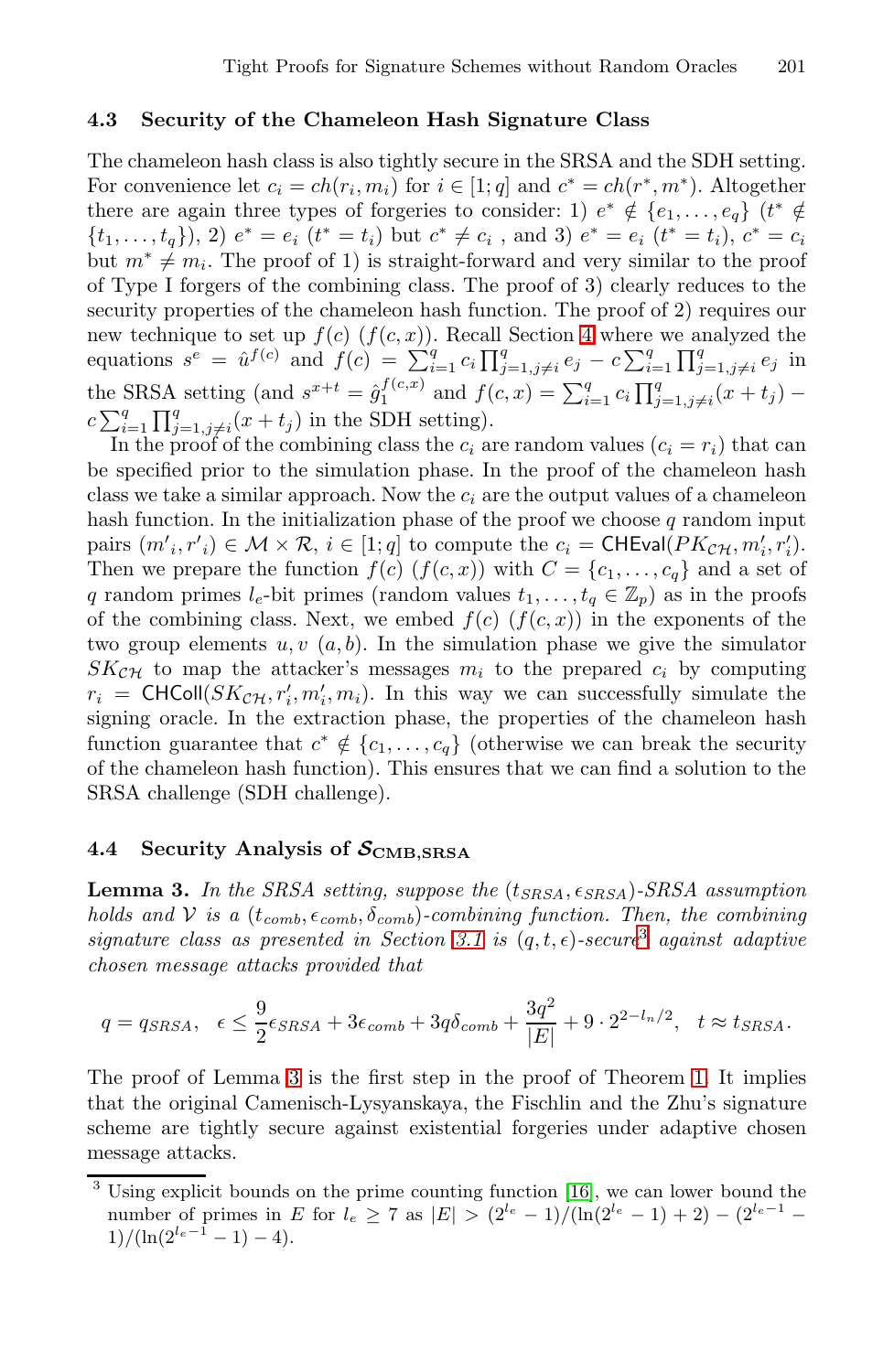### 4.3 Security of the Chameleon Hash Signature Class

The chameleon hash class is also tightly secure in the SRSA and the SDH setting. For convenience let $c_i = ch(r_i, m_i)$ for $i \in [1; q]$ and $c^* = ch(r^*, m^*)$. Altogether there are again three types of forgeries to consider: 1) $e^* \notin \{e_1, \ldots, e_q\}$ ($t^* \notin \{t_1, \ldots, t_q\}$), 2) $e^* = e_i$ ($t^* = t_i$) but $c^* \neq c_i$ , and 3) $e^* = e_i$ ($t^* = t_i$), $c^* = c_i$ but $m^* \neq m_i$. The proof of 1) is straight-forward and very similar to the proof of Type I forgers of the combining class. The proof of 3) clearly reduces to the security properties of the chameleon hash function. The proof of 2) requires our new technique to set up $f(c)$ ($f(c,x)$). Recall Section 4 where we analyzed the equations $s^e = \hat{u}^{f(c)}$ and $f(c) = \sum_{i=1}^{q} c_i \prod_{j=1, j\neq i}^{q} e_j - c \sum_{i=1}^{q} \prod_{j=1, j\neq i}^{q} e_j$ in the SRSA setting (and $s^{x+t} = \hat{g}_1^{f(c,x)}$ and $f(c,x) = \sum_{i=1}^{q} c_i \prod_{j=1, j\neq i}^{q}(x + t_j) - c \sum_{i=1}^{q} \prod_{j=1, j\neq i}^{q}(x + t_j)$ in the SDH setting).

In the proof of the combining class the $c_i$ are random values ($c_i = r_i$) that can be specified prior to the simulation phase. In the proof of the chameleon hash class we take a similar approach. Now the $c_i$ are the output values of a chameleon hash function. In the initialization phase of the proof we choose $q$ random input pairs $(m'_i, r'_i) \in \mathcal{M} \times \mathcal{R}$, $i \in [1; q]$ to compute the $c_i = \mathsf{CHEval}(PK_{\mathcal{CH}}, m'_i, r'_i)$. Then we prepare the function $f(c)$ ($f(c,x)$) with $C = \{c_1, \ldots, c_q\}$ and a set of $q$ random primes $l_e$-bit primes (random values $t_1, \ldots, t_q \in \mathbb{Z}_p$) as in the proofs of the combining class. Next, we embed $f(c)$ ($f(c,x)$) in the exponents of the two group elements $u, v$ ($a, b$). In the simulation phase we give the simulator $SK_{\mathcal{CH}}$ to map the attacker's messages $m_i$ to the prepared $c_i$ by computing $r_i = \mathsf{CHColl}(SK_{\mathcal{CH}}, r'_i, m'_i, m_i)$. In this way we can successfully simulate the signing oracle. In the extraction phase, the properties of the chameleon hash function guarantee that $c^* \notin \{c_1, \ldots, c_q\}$ (otherwise we can break the security of the chameleon hash function). This ensures that we can find a solution to the SRSA challenge (SDH challenge).

### 4.4 Security Analysis of $\mathcal{S}_{\mathbf{CMB,SRSA}}$

**Lemma 3.** *In the SRSA setting, suppose the $(t_{SRSA}, \epsilon_{SRSA})$-SRSA assumption holds and $\mathcal{V}$ is a $(t_{comb}, \epsilon_{comb}, \delta_{comb})$-combining function. Then, the combining signature class as presented in Section 3.1 is $(q, t, \epsilon)$-secure*[3] *against adaptive chosen message attacks provided that*

$$q = q_{SRSA}, \quad \epsilon \leq \frac{9}{2}\epsilon_{SRSA} + 3\epsilon_{comb} + 3q\delta_{comb} + \frac{3q^2}{|E|} + 9 \cdot 2^{2-l_n/2}, \quad t \approx t_{SRSA}.$$

The proof of Lemma 3 is the first step in the proof of Theorem 1. It implies that the original Camenisch-Lysyanskaya, the Fischlin and the Zhu's signature scheme are tightly secure against existential forgeries under adaptive chosen message attacks.

---

[3] Using explicit bounds on the prime counting function [16], we can lower bound the number of primes in $E$ for $l_e \geq 7$ as $|E| > (2^{l_e} - 1)/(\ln(2^{l_e} - 1) + 2) - (2^{l_e - 1} - 1)/(\ln(2^{l_e - 1} - 1) - 4)$.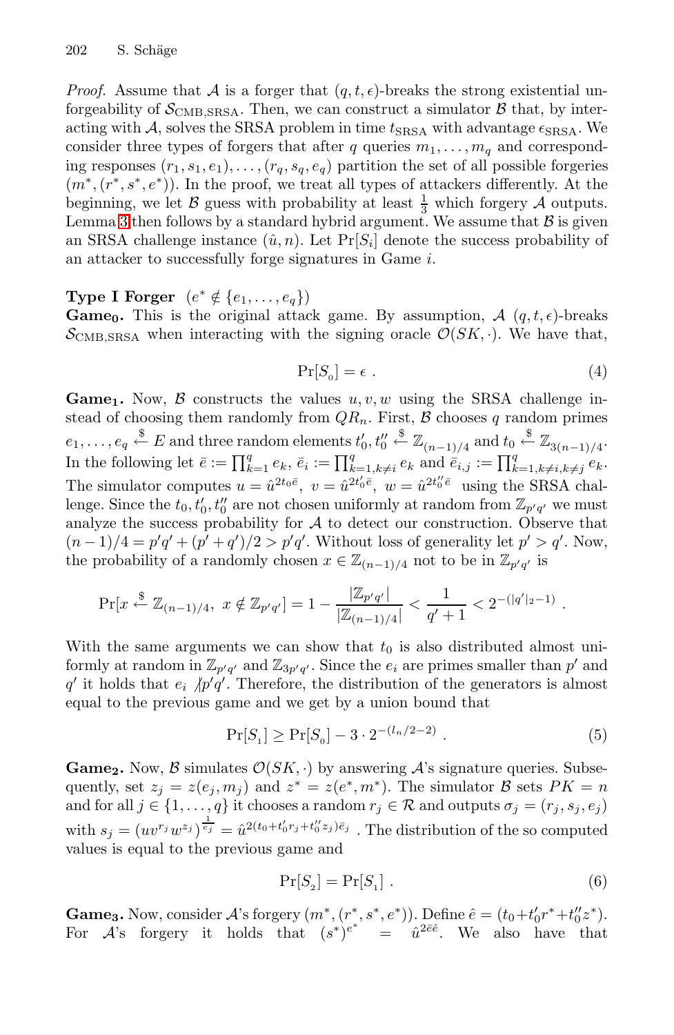*Proof.* Assume that $\mathcal{A}$ is a forger that $(q, t, \epsilon)$-breaks the strong existential unforgeability of $\mathcal{S}_{\text{CMB,SRSA}}$. Then, we can construct a simulator $\mathcal{B}$ that, by interacting with $\mathcal{A}$, solves the SRSA problem in time $t_{\text{SRSA}}$ with advantage $\epsilon_{\text{SRSA}}$. We consider three types of forgers that after $q$ queries $m_1, \ldots, m_q$ and corresponding responses $(r_1, s_1, e_1), \ldots, (r_q, s_q, e_q)$ partition the set of all possible forgeries $(m^*, (r^*, s^*, e^*))$. In the proof, we treat all types of attackers differently. At the beginning, we let $\mathcal{B}$ guess with probability at least $\frac{1}{3}$ which forgery $\mathcal{A}$ outputs. Lemma 3 then follows by a standard hybrid argument. We assume that $\mathcal{B}$ is given an SRSA challenge instance $(\hat{u}, n)$. Let $\Pr[S_i]$ denote the success probability of an attacker to successfully forge signatures in Game $i$.

**Type I Forger** $(e^* \notin \{e_1, \ldots, e_q\})$

**Game$_0$.** This is the original attack game. By assumption, $\mathcal{A}$ $(q, t, \epsilon)$-breaks $\mathcal{S}_{\text{CMB,SRSA}}$ when interacting with the signing oracle $\mathcal{O}(SK, \cdot)$. We have that,

$$\Pr[S_0] = \epsilon \ . \tag{4}$$

**Game$_1$.** Now, $\mathcal{B}$ constructs the values $u, v, w$ using the SRSA challenge instead of choosing them randomly from $QR_n$. First, $\mathcal{B}$ chooses $q$ random primes $e_1, \ldots, e_q \overset{\$}{\leftarrow} E$ and three random elements $t'_0, t''_0 \overset{\$}{\leftarrow} \mathbb{Z}_{(n-1)/4}$ and $t_0 \overset{\$}{\leftarrow} \mathbb{Z}_{3(n-1)/4}$. In the following let $\bar{e} := \prod_{k=1}^{q} e_k$, $\bar{e}_i := \prod_{k=1, k\neq i}^{q} e_k$ and $\bar{e}_{i,j} := \prod_{k=1, k\neq i, k\neq j}^{q} e_k$. The simulator computes $u = \hat{u}^{2t_0\bar{e}}$, $v = \hat{u}^{2t'_0\bar{e}}$, $w = \hat{u}^{2t''_0\bar{e}}$ using the SRSA challenge. Since the $t_0, t'_0, t''_0$ are not chosen uniformly at random from $\mathbb{Z}_{p'q'}$ we must analyze the success probability for $\mathcal{A}$ to detect our construction. Observe that $(n-1)/4 = p'q' + (p'+q')/2 > p'q'$. Without loss of generality let $p' > q'$. Now, the probability of a randomly chosen $x \in \mathbb{Z}_{(n-1)/4}$ not to be in $\mathbb{Z}_{p'q'}$ is

$$\Pr[x \overset{\$}{\leftarrow} \mathbb{Z}_{(n-1)/4},\ x \notin \mathbb{Z}_{p'q'}] = 1 - \frac{|\mathbb{Z}_{p'q'}|}{|\mathbb{Z}_{(n-1)/4}|} < \frac{1}{q'+1} < 2^{-(|q'|_2-1)} \ .$$

With the same arguments we can show that $t_0$ is also distributed almost uniformly at random in $\mathbb{Z}_{p'q'}$ and $\mathbb{Z}_{3p'q'}$. Since the $e_i$ are primes smaller than $p'$ and $q'$ it holds that $e_i \nmid p'q'$. Therefore, the distribution of the generators is almost equal to the previous game and we get by a union bound that

$$\Pr[S_1] \geq \Pr[S_0] - 3 \cdot 2^{-(l_n/2-2)} \ . \tag{5}$$

**Game$_2$.** Now, $\mathcal{B}$ simulates $\mathcal{O}(SK, \cdot)$ by answering $\mathcal{A}$'s signature queries. Subsequently, set $z_j = z(e_j, m_j)$ and $z^* = z(e^*, m^*)$. The simulator $\mathcal{B}$ sets $PK = n$ and for all $j \in \{1, \ldots, q\}$ it chooses a random $r_j \in \mathcal{R}$ and outputs $\sigma_j = (r_j, s_j, e_j)$ with $s_j = (uv^{r_j}w^{z_j})^{\frac{1}{e_j}} = \hat{u}^{2(t_0 + t'_0 r_j + t''_0 z_j)\bar{e}_j}$ . The distribution of the so computed values is equal to the previous game and

$$\Pr[S_2] = \Pr[S_1] \ . \tag{6}$$

**Game$_3$.** Now, consider $\mathcal{A}$'s forgery $(m^*, (r^*, s^*, e^*))$. Define $\hat{e} = (t_0 + t'_0 r^* + t''_0 z^*)$. For $\mathcal{A}$'s forgery it holds that $(s^*)^{e^*} = \hat{u}^{2\bar{e}\hat{e}}$. We also have that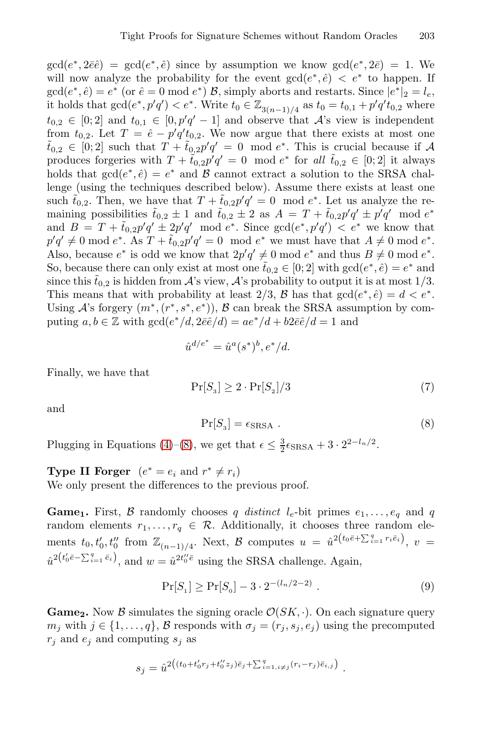$\gcd(e^*, 2\bar{e}\hat{e}) = \gcd(e^*, \hat{e})$ since by assumption we know $\gcd(e^*, 2\bar{e}) = 1$. We will now analyze the probability for the event $\gcd(e^*, \hat{e}) < e^*$ to happen. If $\gcd(e^*, \hat{e}) = e^*$ (or $\hat{e} = 0 \bmod e^*$) $\mathcal{B}$, simply aborts and restarts. Since $|e^*|_2 = l_e$, it holds that $\gcd(e^*, p'q') < e^*$. Write $t_0 \in \mathbb{Z}_{3(n-1)/4}$ as $t_0 = t_{0,1} + p'q't_{0,2}$ where $t_{0,2} \in [0;2]$ and $t_{0,1} \in [0, p'q'-1]$ and observe that $\mathcal{A}$'s view is independent from $t_{0,2}$. Let $T = \hat{e} - p'q't_{0,2}$. We now argue that there exists at most one $\tilde{t}_{0,2} \in [0;2]$ such that $T + \tilde{t}_{0,2}p'q' = 0 \mod e^*$. This is crucial because if $\mathcal{A}$ produces forgeries with $T + \tilde{t}_{0,2}p'q' = 0 \mod e^*$ for *all* $\tilde{t}_{0,2} \in [0;2]$ it always holds that $\gcd(e^*, \hat{e}) = e^*$ and $\mathcal{B}$ cannot extract a solution to the SRSA challenge (using the techniques described below). Assume there exists at least one such $\tilde{t}_{0,2}$. Then, we have that $T + \tilde{t}_{0,2}p'q' = 0 \mod e^*$. Let us analyze the remaining possibilities $\tilde{t}_{0,2} \pm 1$ and $\tilde{t}_{0,2} \pm 2$ as $A = T + \tilde{t}_{0,2}p'q' \pm p'q' \mod e^*$ and $B = T + \tilde{t}_{0,2}p'q' \pm 2p'q' \mod e^*$. Since $\gcd(e^*, p'q') < e^*$ we know that $p'q' \neq 0 \bmod e^*$. As $T + \tilde{t}_{0,2}p'q' = 0 \mod e^*$ we must have that $A \neq 0 \bmod e^*$. Also, because $e^*$ is odd we know that $2p'q' \neq 0 \bmod e^*$ and thus $B \neq 0 \bmod e^*$. So, because there can only exist at most one $\tilde{t}_{0,2} \in [0;2]$ with $\gcd(e^*, \hat{e}) = e^*$ and since this $\tilde{t}_{0,2}$ is hidden from $\mathcal{A}$'s view, $\mathcal{A}$'s probability to output it is at most $1/3$. This means that with probability at least $2/3$, $\mathcal{B}$ has that $\gcd(e^*, \hat{e}) = d < e^*$. Using $\mathcal{A}$'s forgery $(m^*, (r^*, s^*, e^*))$, $\mathcal{B}$ can break the SRSA assumption by computing $a, b \in \mathbb{Z}$ with $\gcd(e^*/d, 2\bar{e}\hat{e}/d) = ae^*/d + b2\bar{e}\hat{e}/d = 1$ and

$$\hat{u}^{d/e^*} = \hat{u}^a (s^*)^b, e^*/d.$$

Finally, we have that

$$\Pr[S_3] \geq 2 \cdot \Pr[S_2]/3 \tag{7}$$

and

$$\Pr[S_3] = \epsilon_{\text{SRSA}} \ . \tag{8}$$

Plugging in Equations (4)–(8), we get that $\epsilon \leq \frac{3}{2}\epsilon_{\text{SRSA}} + 3 \cdot 2^{2-l_n/2}$.

**Type II Forger** $(e^* = e_i$ and $r^* \neq r_i)$
We only present the differences to the previous proof.

**Game$_1$.** First, $\mathcal{B}$ randomly chooses $q$ *distinct* $l_e$-bit primes $e_1, \ldots, e_q$ and $q$ random elements $r_1, \ldots, r_q \in \mathcal{R}$. Additionally, it chooses three random elements $t_0, t_0', t_0''$ from $\mathbb{Z}_{(n-1)/4}$. Next, $\mathcal{B}$ computes $u = \hat{u}^{2\left(t_0\bar{e} + \sum_{i=1}^{q} r_i\bar{e}_i\right)}$, $v = \hat{u}^{2\left(t_0'\bar{e} - \sum_{i=1}^{q} \bar{e}_i\right)}$, and $w = \hat{u}^{2t_0''\bar{e}}$ using the SRSA challenge. Again,

$$\Pr[S_1] \geq \Pr[S_0] - 3 \cdot 2^{-(l_n/2-2)} \ . \tag{9}$$

**Game$_2$.** Now $\mathcal{B}$ simulates the signing oracle $\mathcal{O}(SK, \cdot)$. On each signature query $m_j$ with $j \in \{1, \ldots, q\}$, $\mathcal{B}$ responds with $\sigma_j = (r_j, s_j, e_j)$ using the precomputed $r_j$ and $e_j$ and computing $s_j$ as

$$s_j = \hat{u}^{2\left((t_0 + t_0'r_j + t_0''z_j)\bar{e}_j + \sum_{i=1, i\neq j}^{q} (r_i - r_j)\bar{e}_{i,j}\right)} \ .$$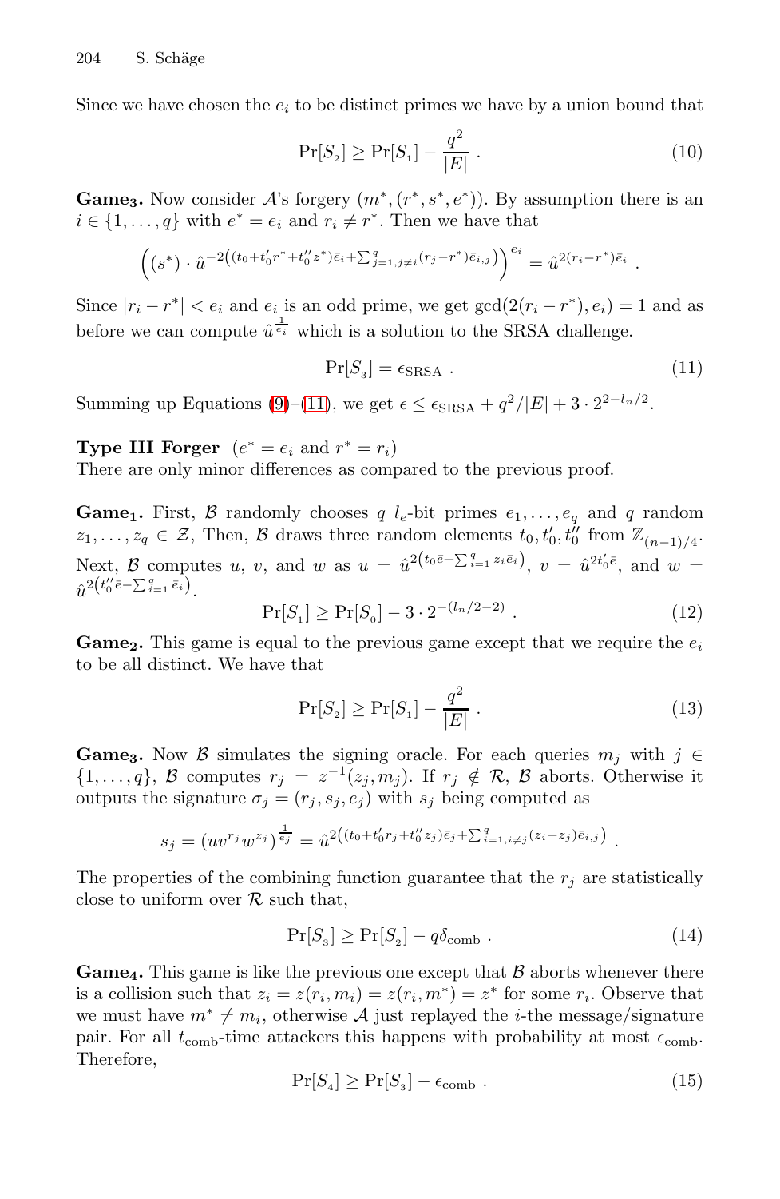Since we have chosen the $e_i$ to be distinct primes we have by a union bound that

$$\Pr[S_2] \geq \Pr[S_1] - \frac{q^2}{|E|} \ . \tag{10}$$

**Game$_3$.** Now consider $\mathcal{A}$'s forgery $(m^*, (r^*, s^*, e^*))$. By assumption there is an $i \in \{1, \ldots, q\}$ with $e^* = e_i$ and $r_i \neq r^*$. Then we have that

$$\left( (s^*) \cdot \hat{u}^{-2\left((t_0 + t_0' r^* + t_0'' z^*)\bar{e}_i + \sum_{j=1, j\neq i}^{q} (r_j - r^*)\bar{e}_{i,j}\right)} \right)^{e_i} = \hat{u}^{2(r_i - r^*)\bar{e}_i} \ .$$

Since $|r_i - r^*| < e_i$ and $e_i$ is an odd prime, we get $\gcd(2(r_i - r^*), e_i) = 1$ and as before we can compute $\hat{u}^{\frac{1}{e_i}}$ which is a solution to the SRSA challenge.

$$\Pr[S_3] = \epsilon_{\text{SRSA}} \ . \tag{11}$$

Summing up Equations (9)–(11), we get $\epsilon \leq \epsilon_{\text{SRSA}} + q^2/|E| + 3 \cdot 2^{2 - l_n/2}$.

**Type III Forger** $(e^* = e_i$ and $r^* = r_i)$
There are only minor differences as compared to the previous proof.

**Game$_1$.** First, $\mathcal{B}$ randomly chooses $q$ $l_e$-bit primes $e_1, \ldots, e_q$ and $q$ random $z_1, \ldots, z_q \in \mathcal{Z}$, Then, $\mathcal{B}$ draws three random elements $t_0, t_0', t_0''$ from $\mathbb{Z}_{(n-1)/4}$. Next, $\mathcal{B}$ computes $u$, $v$, and $w$ as $u = \hat{u}^{2\left(t_0 \bar{e} + \sum_{i=1}^{q} z_i \bar{e}_i\right)}$, $v = \hat{u}^{2t_0' \bar{e}}$, and $w = \hat{u}^{2\left(t_0'' \bar{e} - \sum_{i=1}^{q} \bar{e}_i\right)}$.

$$\Pr[S_1] \geq \Pr[S_0] - 3 \cdot 2^{-(l_n/2 - 2)} \ . \tag{12}$$

**Game$_2$.** This game is equal to the previous game except that we require the $e_i$ to be all distinct. We have that

$$\Pr[S_2] \geq \Pr[S_1] - \frac{q^2}{|E|} \ . \tag{13}$$

**Game$_3$.** Now $\mathcal{B}$ simulates the signing oracle. For each queries $m_j$ with $j \in \{1, \ldots, q\}$, $\mathcal{B}$ computes $r_j = z^{-1}(z_j, m_j)$. If $r_j \notin \mathcal{R}$, $\mathcal{B}$ aborts. Otherwise it outputs the signature $\sigma_j = (r_j, s_j, e_j)$ with $s_j$ being computed as

$$s_j = (u v^{r_j} w^{z_j})^{\frac{1}{e_j}} = \hat{u}^{2\left((t_0 + t_0' r_j + t_0'' z_j)\bar{e}_j + \sum_{i=1, i\neq j}^{q} (z_i - z_j)\bar{e}_{i,j}\right)} \ .$$

The properties of the combining function guarantee that the $r_j$ are statistically close to uniform over $\mathcal{R}$ such that,

$$\Pr[S_3] \geq \Pr[S_2] - q\delta_{\text{comb}} \ . \tag{14}$$

**Game$_4$.** This game is like the previous one except that $\mathcal{B}$ aborts whenever there is a collision such that $z_i = z(r_i, m_i) = z(r_i, m^*) = z^*$ for some $r_i$. Observe that we must have $m^* \neq m_i$, otherwise $\mathcal{A}$ just replayed the $i$-the message/signature pair. For all $t_{\text{comb}}$-time attackers this happens with probability at most $\epsilon_{\text{comb}}$. Therefore,

$$\Pr[S_4] \geq \Pr[S_3] - \epsilon_{\text{comb}} \ . \tag{15}$$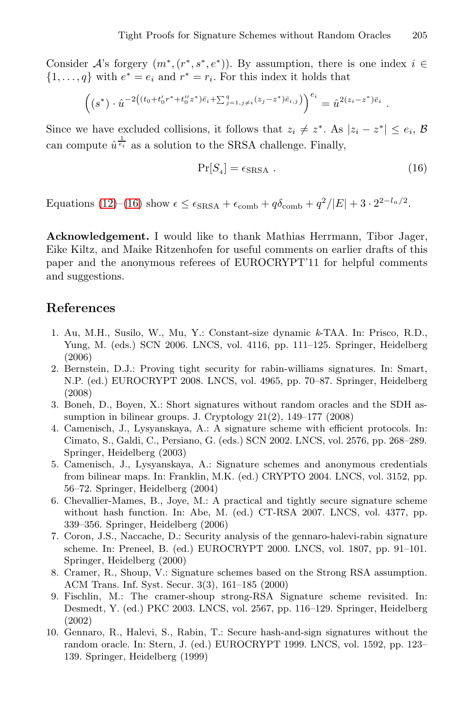Consider $\mathcal{A}$'s forgery $(m^*, (r^*, s^*, e^*))$. By assumption, there is one index $i \in \{1, \ldots, q\}$ with $e^* = e_i$ and $r^* = r_i$. For this index it holds that

$$\left((s^*) \cdot \hat{u}^{-2\left((t_0 + t_0' r^* + t_0'' z^*)\bar{e}_i + \sum_{j=1, j\neq i}^{q} (z_j - z^*)\bar{e}_{i,j}\right)}\right)^{e_i} = \hat{u}^{2(z_i - z^*)\bar{e}_i} .$$

Since we have excluded collisions, it follows that $z_i \neq z^*$. As $|z_i - z^*| \leq e_i$, $\mathcal{B}$ can compute $\hat{u}^{\frac{1}{e_i}}$ as a solution to the SRSA challenge. Finally,

$$\Pr[S_4] = \epsilon_{\text{SRSA}} . \tag{16}$$

Equations (12)–(16) show $\epsilon \leq \epsilon_{\text{SRSA}} + \epsilon_{\text{comb}} + q\delta_{\text{comb}} + q^2/|E| + 3 \cdot 2^{2-l_n/2}$.

**Acknowledgement.** I would like to thank Mathias Herrmann, Tibor Jager, Eike Kiltz, and Maike Ritzenhofen for useful comments on earlier drafts of this paper and the anonymous referees of EUROCRYPT'11 for helpful comments and suggestions.

## References

1. Au, M.H., Susilo, W., Mu, Y.: Constant-size dynamic $k$-TAA. In: Prisco, R.D., Yung, M. (eds.) SCN 2006. LNCS, vol. 4116, pp. 111–125. Springer, Heidelberg (2006)
2. Bernstein, D.J.: Proving tight security for rabin-williams signatures. In: Smart, N.P. (ed.) EUROCRYPT 2008. LNCS, vol. 4965, pp. 70–87. Springer, Heidelberg (2008)
3. Boneh, D., Boyen, X.: Short signatures without random oracles and the SDH assumption in bilinear groups. J. Cryptology 21(2), 149–177 (2008)
4. Camenisch, J., Lysyanskaya, A.: A signature scheme with efficient protocols. In: Cimato, S., Galdi, C., Persiano, G. (eds.) SCN 2002. LNCS, vol. 2576, pp. 268–289. Springer, Heidelberg (2003)
5. Camenisch, J., Lysyanskaya, A.: Signature schemes and anonymous credentials from bilinear maps. In: Franklin, M.K. (ed.) CRYPTO 2004. LNCS, vol. 3152, pp. 56–72. Springer, Heidelberg (2004)
6. Chevallier-Mames, B., Joye, M.: A practical and tightly secure signature scheme without hash function. In: Abe, M. (ed.) CT-RSA 2007. LNCS, vol. 4377, pp. 339–356. Springer, Heidelberg (2006)
7. Coron, J.S., Naccache, D.: Security analysis of the gennaro-halevi-rabin signature scheme. In: Preneel, B. (ed.) EUROCRYPT 2000. LNCS, vol. 1807, pp. 91–101. Springer, Heidelberg (2000)
8. Cramer, R., Shoup, V.: Signature schemes based on the Strong RSA assumption. ACM Trans. Inf. Syst. Secur. 3(3), 161–185 (2000)
9. Fischlin, M.: The cramer-shoup strong-RSA Signature scheme revisited. In: Desmedt, Y. (ed.) PKC 2003. LNCS, vol. 2567, pp. 116–129. Springer, Heidelberg (2002)
10. Gennaro, R., Halevi, S., Rabin, T.: Secure hash-and-sign signatures without the random oracle. In: Stern, J. (ed.) EUROCRYPT 1999. LNCS, vol. 1592, pp. 123–139. Springer, Heidelberg (1999)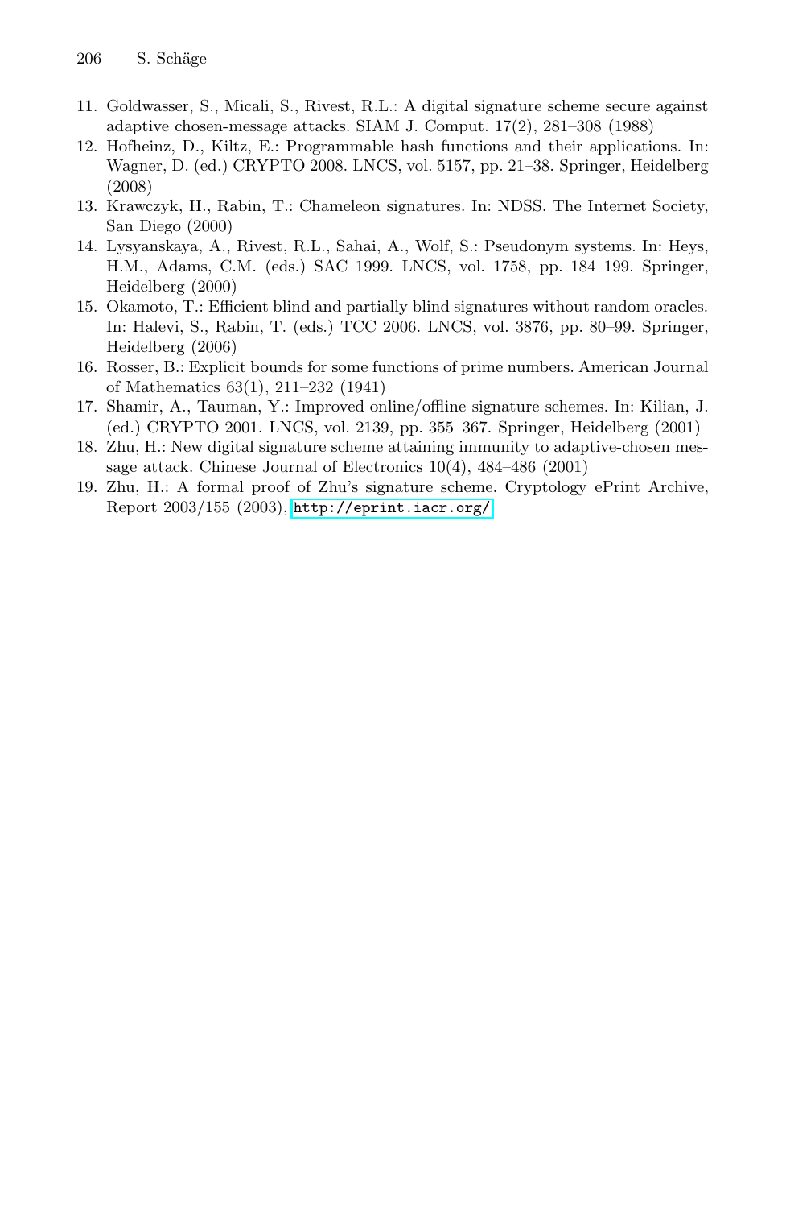11. Goldwasser, S., Micali, S., Rivest, R.L.: A digital signature scheme secure against adaptive chosen-message attacks. SIAM J. Comput. 17(2), 281–308 (1988)
12. Hofheinz, D., Kiltz, E.: Programmable hash functions and their applications. In: Wagner, D. (ed.) CRYPTO 2008. LNCS, vol. 5157, pp. 21–38. Springer, Heidelberg (2008)
13. Krawczyk, H., Rabin, T.: Chameleon signatures. In: NDSS. The Internet Society, San Diego (2000)
14. Lysyanskaya, A., Rivest, R.L., Sahai, A., Wolf, S.: Pseudonym systems. In: Heys, H.M., Adams, C.M. (eds.) SAC 1999. LNCS, vol. 1758, pp. 184–199. Springer, Heidelberg (2000)
15. Okamoto, T.: Efficient blind and partially blind signatures without random oracles. In: Halevi, S., Rabin, T. (eds.) TCC 2006. LNCS, vol. 3876, pp. 80–99. Springer, Heidelberg (2006)
16. Rosser, B.: Explicit bounds for some functions of prime numbers. American Journal of Mathematics 63(1), 211–232 (1941)
17. Shamir, A., Tauman, Y.: Improved online/offline signature schemes. In: Kilian, J. (ed.) CRYPTO 2001. LNCS, vol. 2139, pp. 355–367. Springer, Heidelberg (2001)
18. Zhu, H.: New digital signature scheme attaining immunity to adaptive-chosen message attack. Chinese Journal of Electronics 10(4), 484–486 (2001)
19. Zhu, H.: A formal proof of Zhu's signature scheme. Cryptology ePrint Archive, Report 2003/155 (2003), http://eprint.iacr.org/